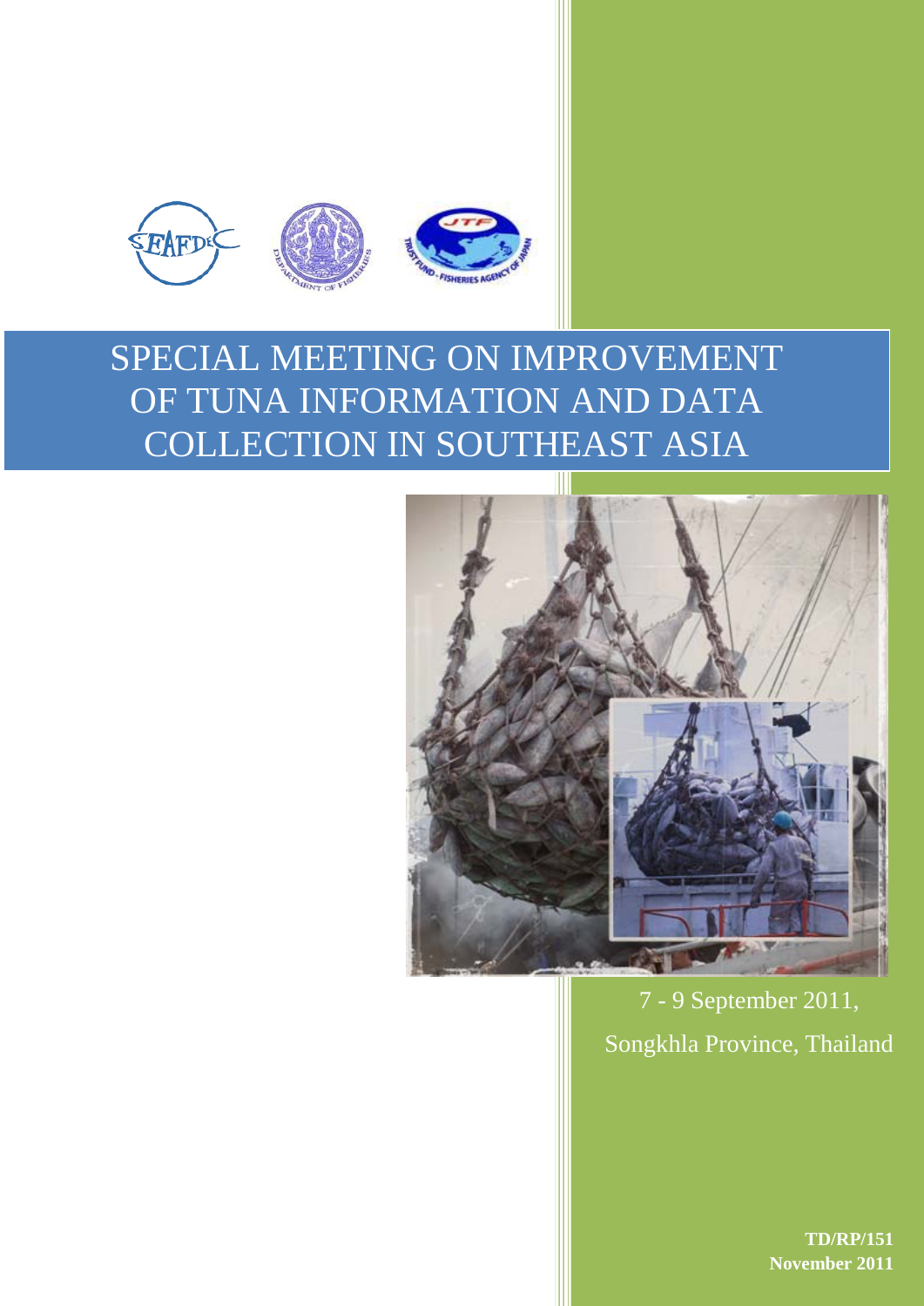# SPECIAL MEETING ON IMPROVEMENT OF TUNA INFORMATION AND DATA COLLECTION IN SOUTHEAST ASIA

7 - 9 September 2011,
Songkhla Province, Thailand

**TD/RP/151**
**November 2011**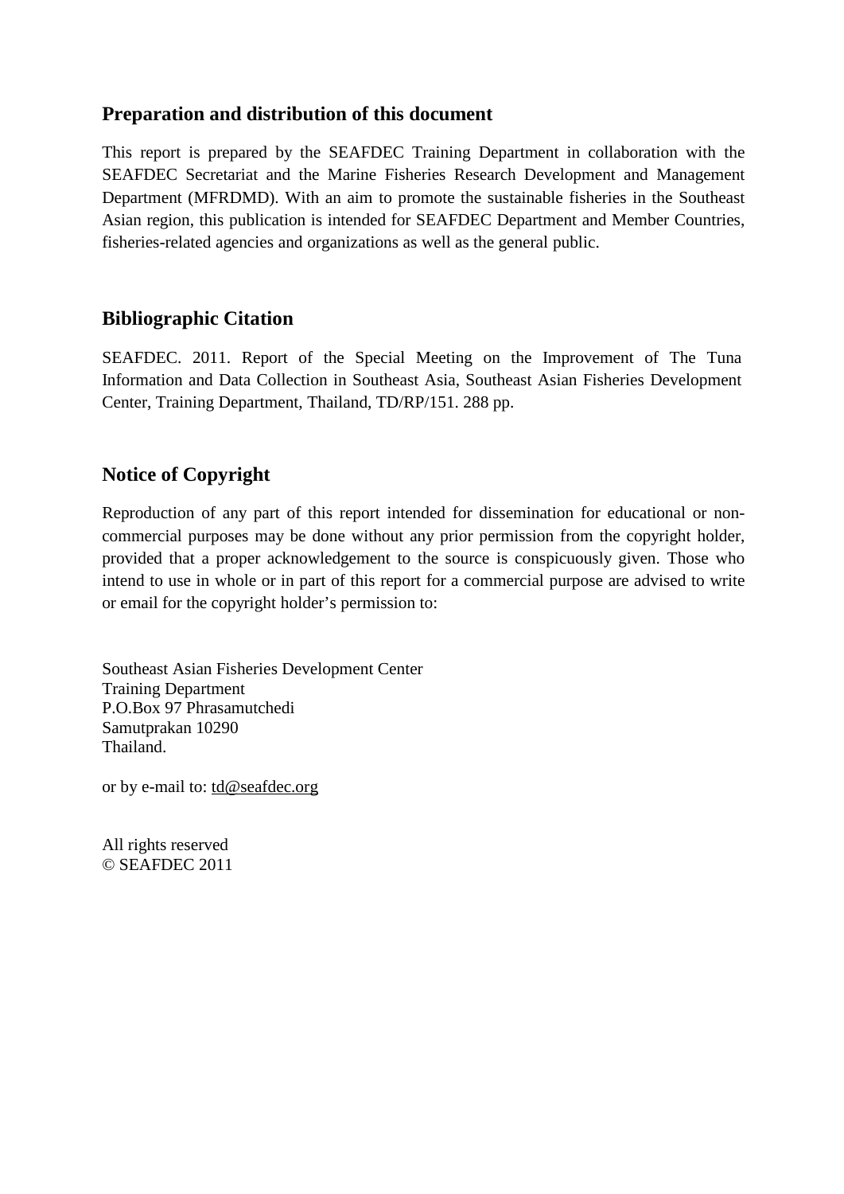## Preparation and distribution of this document

This report is prepared by the SEAFDEC Training Department in collaboration with the SEAFDEC Secretariat and the Marine Fisheries Research Development and Management Department (MFRDMD). With an aim to promote the sustainable fisheries in the Southeast Asian region, this publication is intended for SEAFDEC Department and Member Countries, fisheries-related agencies and organizations as well as the general public.

## Bibliographic Citation

SEAFDEC. 2011. Report of the Special Meeting on the Improvement of The Tuna Information and Data Collection in Southeast Asia, Southeast Asian Fisheries Development Center, Training Department, Thailand, TD/RP/151. 288 pp.

## Notice of Copyright

Reproduction of any part of this report intended for dissemination for educational or non-commercial purposes may be done without any prior permission from the copyright holder, provided that a proper acknowledgement to the source is conspicuously given. Those who intend to use in whole or in part of this report for a commercial purpose are advised to write or email for the copyright holder's permission to:

Southeast Asian Fisheries Development Center  
Training Department  
P.O.Box 97 Phrasamutchedi  
Samutprakan 10290  
Thailand.

or by e-mail to: td@seafdec.org

All rights reserved  
© SEAFDEC 2011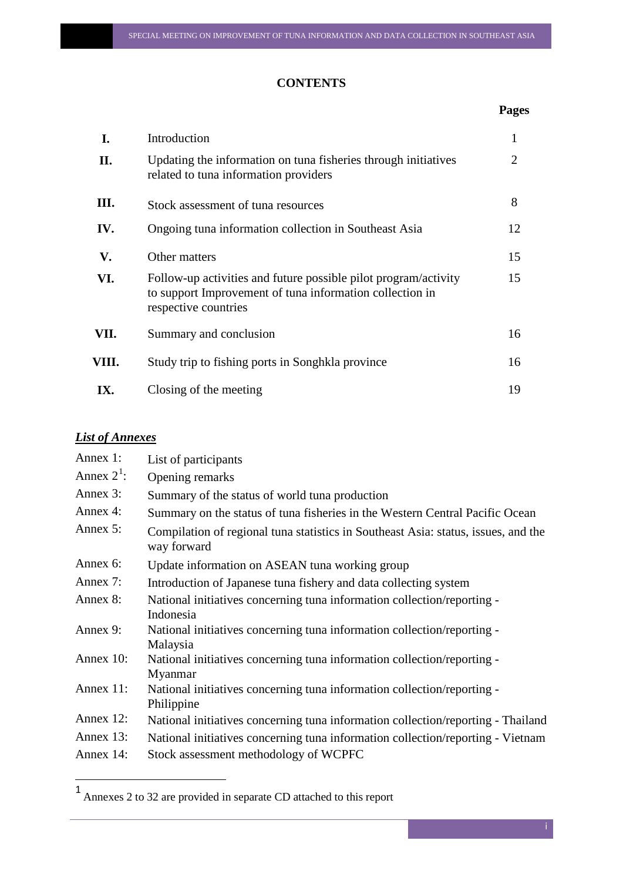# CONTENTS

| | | Pages |
|---|---|---|
| **I.** | Introduction | 1 |
| **II.** | Updating the information on tuna fisheries through initiatives related to tuna information providers | 2 |
| **III.** | Stock assessment of tuna resources | 8 |
| **IV.** | Ongoing tuna information collection in Southeast Asia | 12 |
| **V.** | Other matters | 15 |
| **VI.** | Follow-up activities and future possible pilot program/activity to support Improvement of tuna information collection in respective countries | 15 |
| **VII.** | Summary and conclusion | 16 |
| **VIII.** | Study trip to fishing ports in Songhkla province | 16 |
| **IX.** | Closing of the meeting | 19 |

***List of Annexes***

| | |
|---|---|
| Annex 1: | List of participants |
| Annex 2[1]: | Opening remarks |
| Annex 3: | Summary of the status of world tuna production |
| Annex 4: | Summary on the status of tuna fisheries in the Western Central Pacific Ocean |
| Annex 5: | Compilation of regional tuna statistics in Southeast Asia: status, issues, and the way forward |
| Annex 6: | Update information on ASEAN tuna working group |
| Annex 7: | Introduction of Japanese tuna fishery and data collecting system |
| Annex 8: | National initiatives concerning tuna information collection/reporting - Indonesia |
| Annex 9: | National initiatives concerning tuna information collection/reporting - Malaysia |
| Annex 10: | National initiatives concerning tuna information collection/reporting - Myanmar |
| Annex 11: | National initiatives concerning tuna information collection/reporting - Philippine |
| Annex 12: | National initiatives concerning tuna information collection/reporting - Thailand |
| Annex 13: | National initiatives concerning tuna information collection/reporting - Vietnam |
| Annex 14: | Stock assessment methodology of WCPFC |

[1] Annexes 2 to 32 are provided in separate CD attached to this report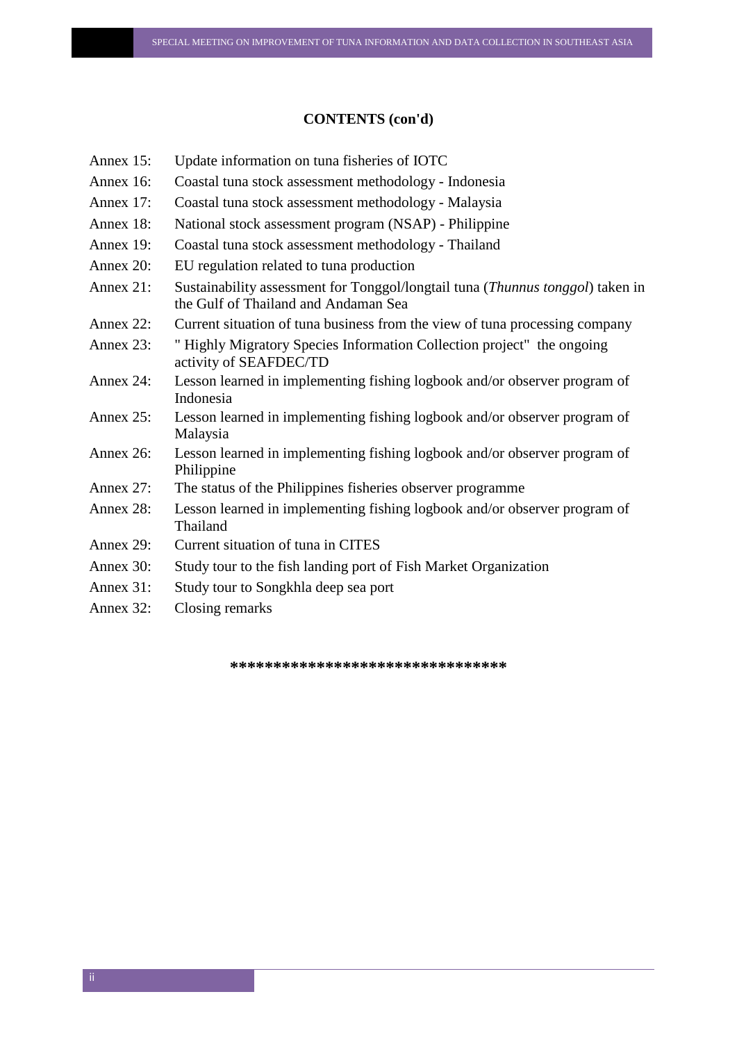## CONTENTS (con'd)

| | |
|---|---|
| Annex 15: | Update information on tuna fisheries of IOTC |
| Annex 16: | Coastal tuna stock assessment methodology - Indonesia |
| Annex 17: | Coastal tuna stock assessment methodology - Malaysia |
| Annex 18: | National stock assessment program (NSAP) - Philippine |
| Annex 19: | Coastal tuna stock assessment methodology - Thailand |
| Annex 20: | EU regulation related to tuna production |
| Annex 21: | Sustainability assessment for Tonggol/longtail tuna (*Thunnus tonggol*) taken in the Gulf of Thailand and Andaman Sea |
| Annex 22: | Current situation of tuna business from the view of tuna processing company |
| Annex 23: | " Highly Migratory Species Information Collection project" the ongoing activity of SEAFDEC/TD |
| Annex 24: | Lesson learned in implementing fishing logbook and/or observer program of Indonesia |
| Annex 25: | Lesson learned in implementing fishing logbook and/or observer program of Malaysia |
| Annex 26: | Lesson learned in implementing fishing logbook and/or observer program of Philippine |
| Annex 27: | The status of the Philippines fisheries observer programme |
| Annex 28: | Lesson learned in implementing fishing logbook and/or observer program of Thailand |
| Annex 29: | Current situation of tuna in CITES |
| Annex 30: | Study tour to the fish landing port of Fish Market Organization |
| Annex 31: | Study tour to Songkhla deep sea port |
| Annex 32: | Closing remarks |

********************************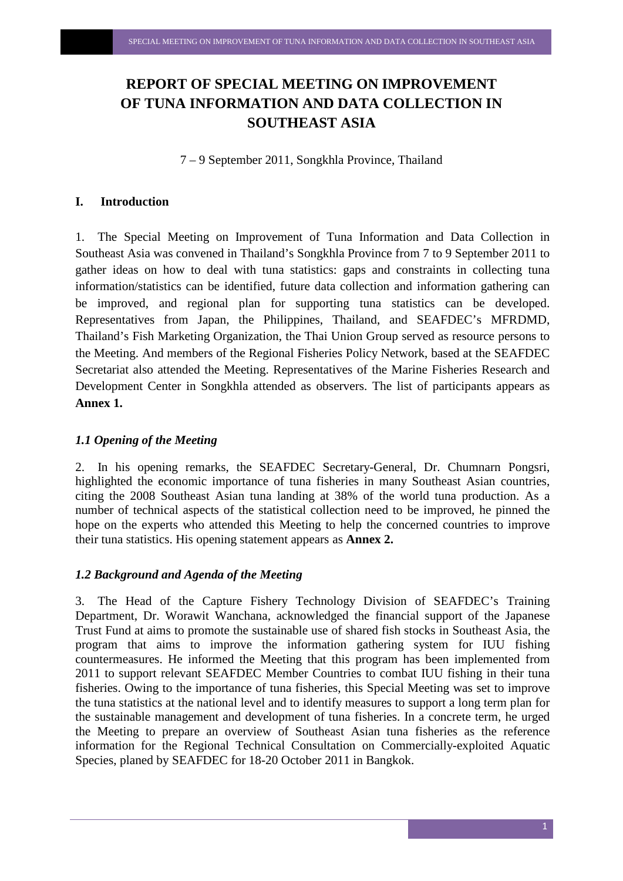# REPORT OF SPECIAL MEETING ON IMPROVEMENT OF TUNA INFORMATION AND DATA COLLECTION IN SOUTHEAST ASIA

7 – 9 September 2011, Songkhla Province, Thailand

## I. Introduction

1. The Special Meeting on Improvement of Tuna Information and Data Collection in Southeast Asia was convened in Thailand's Songkhla Province from 7 to 9 September 2011 to gather ideas on how to deal with tuna statistics: gaps and constraints in collecting tuna information/statistics can be identified, future data collection and information gathering can be improved, and regional plan for supporting tuna statistics can be developed. Representatives from Japan, the Philippines, Thailand, and SEAFDEC's MFRDMD, Thailand's Fish Marketing Organization, the Thai Union Group served as resource persons to the Meeting. And members of the Regional Fisheries Policy Network, based at the SEAFDEC Secretariat also attended the Meeting. Representatives of the Marine Fisheries Research and Development Center in Songkhla attended as observers. The list of participants appears as **Annex 1.**

### *1.1 Opening of the Meeting*

2. In his opening remarks, the SEAFDEC Secretary-General, Dr. Chumnarn Pongsri, highlighted the economic importance of tuna fisheries in many Southeast Asian countries, citing the 2008 Southeast Asian tuna landing at 38% of the world tuna production. As a number of technical aspects of the statistical collection need to be improved, he pinned the hope on the experts who attended this Meeting to help the concerned countries to improve their tuna statistics. His opening statement appears as **Annex 2.**

### *1.2 Background and Agenda of the Meeting*

3. The Head of the Capture Fishery Technology Division of SEAFDEC's Training Department, Dr. Worawit Wanchana, acknowledged the financial support of the Japanese Trust Fund at aims to promote the sustainable use of shared fish stocks in Southeast Asia, the program that aims to improve the information gathering system for IUU fishing countermeasures. He informed the Meeting that this program has been implemented from 2011 to support relevant SEAFDEC Member Countries to combat IUU fishing in their tuna fisheries. Owing to the importance of tuna fisheries, this Special Meeting was set to improve the tuna statistics at the national level and to identify measures to support a long term plan for the sustainable management and development of tuna fisheries. In a concrete term, he urged the Meeting to prepare an overview of Southeast Asian tuna fisheries as the reference information for the Regional Technical Consultation on Commercially-exploited Aquatic Species, planed by SEAFDEC for 18-20 October 2011 in Bangkok.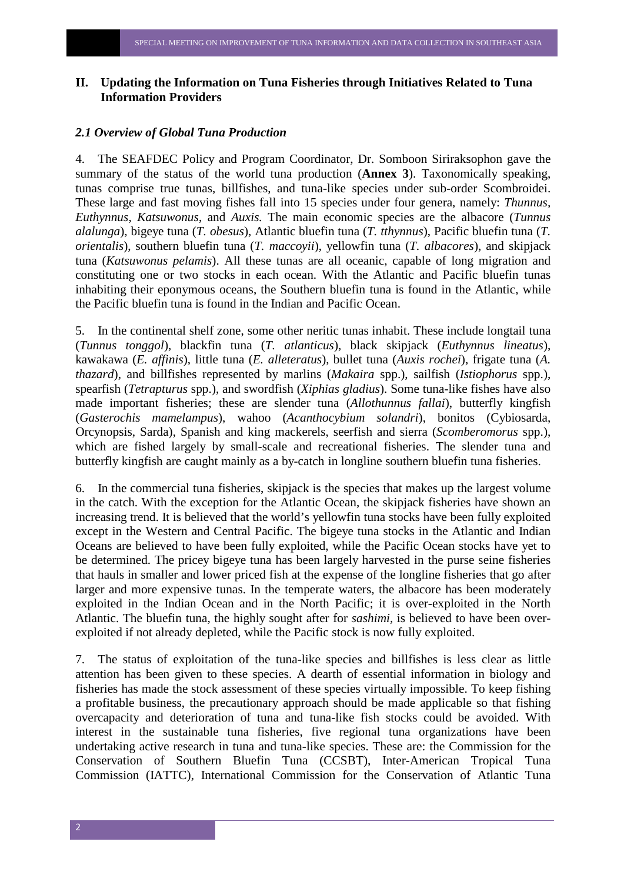## II. Updating the Information on Tuna Fisheries through Initiatives Related to Tuna Information Providers

### *2.1 Overview of Global Tuna Production*

4. The SEAFDEC Policy and Program Coordinator, Dr. Somboon Siriraksophon gave the summary of the status of the world tuna production (**Annex 3**). Taxonomically speaking, tunas comprise true tunas, billfishes, and tuna-like species under sub-order Scombroidei. These large and fast moving fishes fall into 15 species under four genera, namely: *Thunnus*, *Euthynnus*, *Katsuwonus*, and *Auxis.* The main economic species are the albacore (*Tunnus alalunga*), bigeye tuna (*T. obesus*), Atlantic bluefin tuna (*T. tthynnus*), Pacific bluefin tuna (*T. orientalis*), southern bluefin tuna (*T. maccoyii*), yellowfin tuna (*T. albacores*), and skipjack tuna (*Katsuwonus pelamis*). All these tunas are all oceanic, capable of long migration and constituting one or two stocks in each ocean. With the Atlantic and Pacific bluefin tunas inhabiting their eponymous oceans, the Southern bluefin tuna is found in the Atlantic, while the Pacific bluefin tuna is found in the Indian and Pacific Ocean.

5. In the continental shelf zone, some other neritic tunas inhabit. These include longtail tuna (*Tunnus tonggol*), blackfin tuna (*T. atlanticus*), black skipjack (*Euthynnus lineatus*), kawakawa (*E. affinis*), little tuna (*E. alleteratus*), bullet tuna (*Auxis rochei*), frigate tuna (*A. thazard*), and billfishes represented by marlins (*Makaira* spp.), sailfish (*Istiophorus* spp.), spearfish (*Tetrapturus* spp.), and swordfish (*Xiphias gladius*). Some tuna-like fishes have also made important fisheries; these are slender tuna (*Allothunnus fallai*), butterfly kingfish (*Gasterochis mamelampus*), wahoo (*Acanthocybium solandri*), bonitos (Cybiosarda, Orcynopsis, Sarda), Spanish and king mackerels, seerfish and sierra (*Scomberomorus* spp.), which are fished largely by small-scale and recreational fisheries. The slender tuna and butterfly kingfish are caught mainly as a by-catch in longline southern bluefin tuna fisheries.

6. In the commercial tuna fisheries, skipjack is the species that makes up the largest volume in the catch. With the exception for the Atlantic Ocean, the skipjack fisheries have shown an increasing trend. It is believed that the world's yellowfin tuna stocks have been fully exploited except in the Western and Central Pacific. The bigeye tuna stocks in the Atlantic and Indian Oceans are believed to have been fully exploited, while the Pacific Ocean stocks have yet to be determined. The pricey bigeye tuna has been largely harvested in the purse seine fisheries that hauls in smaller and lower priced fish at the expense of the longline fisheries that go after larger and more expensive tunas. In the temperate waters, the albacore has been moderately exploited in the Indian Ocean and in the North Pacific; it is over-exploited in the North Atlantic. The bluefin tuna, the highly sought after for *sashimi*, is believed to have been over-exploited if not already depleted, while the Pacific stock is now fully exploited.

7. The status of exploitation of the tuna-like species and billfishes is less clear as little attention has been given to these species. A dearth of essential information in biology and fisheries has made the stock assessment of these species virtually impossible. To keep fishing a profitable business, the precautionary approach should be made applicable so that fishing overcapacity and deterioration of tuna and tuna-like fish stocks could be avoided. With interest in the sustainable tuna fisheries, five regional tuna organizations have been undertaking active research in tuna and tuna-like species. These are: the Commission for the Conservation of Southern Bluefin Tuna (CCSBT), Inter-American Tropical Tuna Commission (IATTC), International Commission for the Conservation of Atlantic Tuna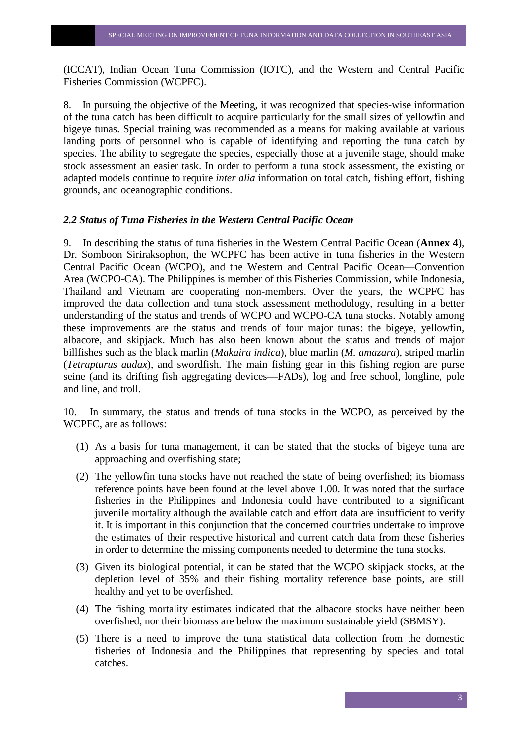(ICCAT), Indian Ocean Tuna Commission (IOTC), and the Western and Central Pacific Fisheries Commission (WCPFC).

8. In pursuing the objective of the Meeting, it was recognized that species-wise information of the tuna catch has been difficult to acquire particularly for the small sizes of yellowfin and bigeye tunas. Special training was recommended as a means for making available at various landing ports of personnel who is capable of identifying and reporting the tuna catch by species. The ability to segregate the species, especially those at a juvenile stage, should make stock assessment an easier task. In order to perform a tuna stock assessment, the existing or adapted models continue to require *inter alia* information on total catch, fishing effort, fishing grounds, and oceanographic conditions.

### *2.2 Status of Tuna Fisheries in the Western Central Pacific Ocean*

9. In describing the status of tuna fisheries in the Western Central Pacific Ocean (**Annex 4**), Dr. Somboon Siriraksophon, the WCPFC has been active in tuna fisheries in the Western Central Pacific Ocean (WCPO), and the Western and Central Pacific Ocean—Convention Area (WCPO-CA). The Philippines is member of this Fisheries Commission, while Indonesia, Thailand and Vietnam are cooperating non-members. Over the years, the WCPFC has improved the data collection and tuna stock assessment methodology, resulting in a better understanding of the status and trends of WCPO and WCPO-CA tuna stocks. Notably among these improvements are the status and trends of four major tunas: the bigeye, yellowfin, albacore, and skipjack. Much has also been known about the status and trends of major billfishes such as the black marlin (*Makaira indica*), blue marlin (*M. amazara*), striped marlin (*Tetrapturus audax*), and swordfish. The main fishing gear in this fishing region are purse seine (and its drifting fish aggregating devices—FADs), log and free school, longline, pole and line, and troll.

10. In summary, the status and trends of tuna stocks in the WCPO, as perceived by the WCPFC, are as follows:

(1) As a basis for tuna management, it can be stated that the stocks of bigeye tuna are approaching and overfishing state;

(2) The yellowfin tuna stocks have not reached the state of being overfished; its biomass reference points have been found at the level above 1.00. It was noted that the surface fisheries in the Philippines and Indonesia could have contributed to a significant juvenile mortality although the available catch and effort data are insufficient to verify it. It is important in this conjunction that the concerned countries undertake to improve the estimates of their respective historical and current catch data from these fisheries in order to determine the missing components needed to determine the tuna stocks.

(3) Given its biological potential, it can be stated that the WCPO skipjack stocks, at the depletion level of 35% and their fishing mortality reference base points, are still healthy and yet to be overfished.

(4) The fishing mortality estimates indicated that the albacore stocks have neither been overfished, nor their biomass are below the maximum sustainable yield (SBMSY).

(5) There is a need to improve the tuna statistical data collection from the domestic fisheries of Indonesia and the Philippines that representing by species and total catches.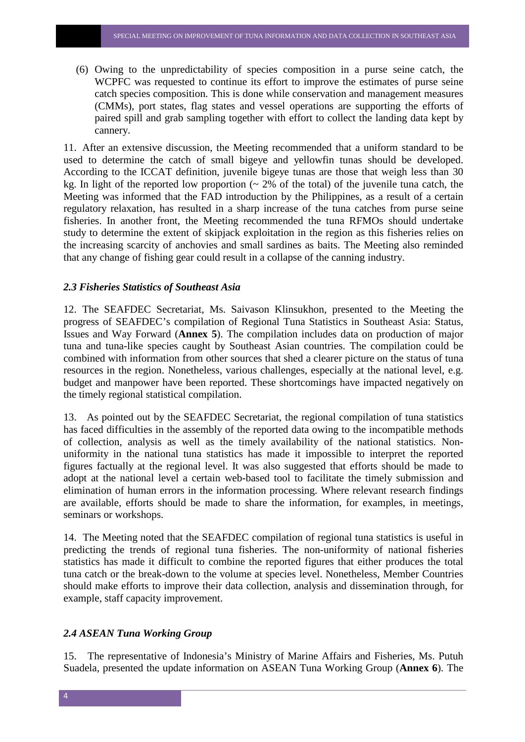(6) Owing to the unpredictability of species composition in a purse seine catch, the WCPFC was requested to continue its effort to improve the estimates of purse seine catch species composition. This is done while conservation and management measures (CMMs), port states, flag states and vessel operations are supporting the efforts of paired spill and grab sampling together with effort to collect the landing data kept by cannery.

11. After an extensive discussion, the Meeting recommended that a uniform standard to be used to determine the catch of small bigeye and yellowfin tunas should be developed. According to the ICCAT definition, juvenile bigeye tunas are those that weigh less than 30 kg. In light of the reported low proportion (~ 2% of the total) of the juvenile tuna catch, the Meeting was informed that the FAD introduction by the Philippines, as a result of a certain regulatory relaxation, has resulted in a sharp increase of the tuna catches from purse seine fisheries. In another front, the Meeting recommended the tuna RFMOs should undertake study to determine the extent of skipjack exploitation in the region as this fisheries relies on the increasing scarcity of anchovies and small sardines as baits. The Meeting also reminded that any change of fishing gear could result in a collapse of the canning industry.

### *2.3 Fisheries Statistics of Southeast Asia*

12. The SEAFDEC Secretariat, Ms. Saivason Klinsukhon, presented to the Meeting the progress of SEAFDEC's compilation of Regional Tuna Statistics in Southeast Asia: Status, Issues and Way Forward (**Annex 5**). The compilation includes data on production of major tuna and tuna-like species caught by Southeast Asian countries. The compilation could be combined with information from other sources that shed a clearer picture on the status of tuna resources in the region. Nonetheless, various challenges, especially at the national level, e.g. budget and manpower have been reported. These shortcomings have impacted negatively on the timely regional statistical compilation.

13. As pointed out by the SEAFDEC Secretariat, the regional compilation of tuna statistics has faced difficulties in the assembly of the reported data owing to the incompatible methods of collection, analysis as well as the timely availability of the national statistics. Non-uniformity in the national tuna statistics has made it impossible to interpret the reported figures factually at the regional level. It was also suggested that efforts should be made to adopt at the national level a certain web-based tool to facilitate the timely submission and elimination of human errors in the information processing. Where relevant research findings are available, efforts should be made to share the information, for examples, in meetings, seminars or workshops.

14. The Meeting noted that the SEAFDEC compilation of regional tuna statistics is useful in predicting the trends of regional tuna fisheries. The non-uniformity of national fisheries statistics has made it difficult to combine the reported figures that either produces the total tuna catch or the break-down to the volume at species level. Nonetheless, Member Countries should make efforts to improve their data collection, analysis and dissemination through, for example, staff capacity improvement.

### *2.4 ASEAN Tuna Working Group*

15. The representative of Indonesia's Ministry of Marine Affairs and Fisheries, Ms. Putuh Suadela, presented the update information on ASEAN Tuna Working Group (**Annex 6**). The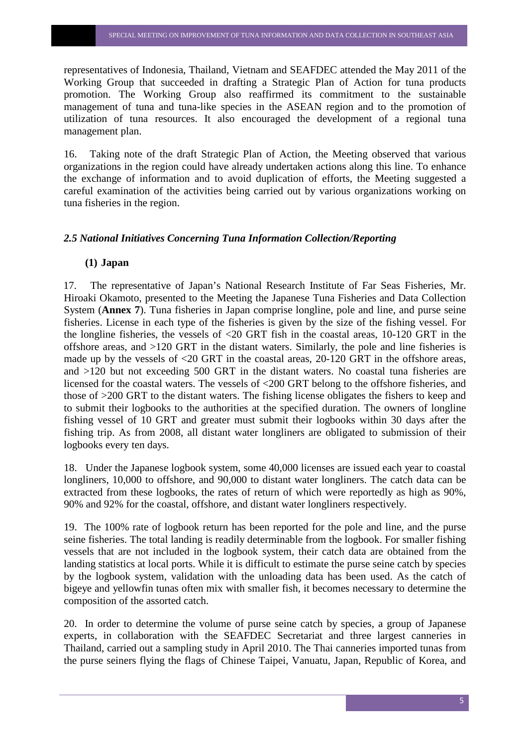representatives of Indonesia, Thailand, Vietnam and SEAFDEC attended the May 2011 of the Working Group that succeeded in drafting a Strategic Plan of Action for tuna products promotion. The Working Group also reaffirmed its commitment to the sustainable management of tuna and tuna-like species in the ASEAN region and to the promotion of utilization of tuna resources. It also encouraged the development of a regional tuna management plan.

16. Taking note of the draft Strategic Plan of Action, the Meeting observed that various organizations in the region could have already undertaken actions along this line. To enhance the exchange of information and to avoid duplication of efforts, the Meeting suggested a careful examination of the activities being carried out by various organizations working on tuna fisheries in the region.

### *2.5 National Initiatives Concerning Tuna Information Collection/Reporting*

#### (1) Japan

17. The representative of Japan's National Research Institute of Far Seas Fisheries, Mr. Hiroaki Okamoto, presented to the Meeting the Japanese Tuna Fisheries and Data Collection System (**Annex 7**). Tuna fisheries in Japan comprise longline, pole and line, and purse seine fisheries. License in each type of the fisheries is given by the size of the fishing vessel. For the longline fisheries, the vessels of <20 GRT fish in the coastal areas, 10-120 GRT in the offshore areas, and >120 GRT in the distant waters. Similarly, the pole and line fisheries is made up by the vessels of <20 GRT in the coastal areas, 20-120 GRT in the offshore areas, and >120 but not exceeding 500 GRT in the distant waters. No coastal tuna fisheries are licensed for the coastal waters. The vessels of <200 GRT belong to the offshore fisheries, and those of >200 GRT to the distant waters. The fishing license obligates the fishers to keep and to submit their logbooks to the authorities at the specified duration. The owners of longline fishing vessel of 10 GRT and greater must submit their logbooks within 30 days after the fishing trip. As from 2008, all distant water longliners are obligated to submission of their logbooks every ten days.

18. Under the Japanese logbook system, some 40,000 licenses are issued each year to coastal longliners, 10,000 to offshore, and 90,000 to distant water longliners. The catch data can be extracted from these logbooks, the rates of return of which were reportedly as high as 90%, 90% and 92% for the coastal, offshore, and distant water longliners respectively.

19. The 100% rate of logbook return has been reported for the pole and line, and the purse seine fisheries. The total landing is readily determinable from the logbook. For smaller fishing vessels that are not included in the logbook system, their catch data are obtained from the landing statistics at local ports. While it is difficult to estimate the purse seine catch by species by the logbook system, validation with the unloading data has been used. As the catch of bigeye and yellowfin tunas often mix with smaller fish, it becomes necessary to determine the composition of the assorted catch.

20. In order to determine the volume of purse seine catch by species, a group of Japanese experts, in collaboration with the SEAFDEC Secretariat and three largest canneries in Thailand, carried out a sampling study in April 2010. The Thai canneries imported tunas from the purse seiners flying the flags of Chinese Taipei, Vanuatu, Japan, Republic of Korea, and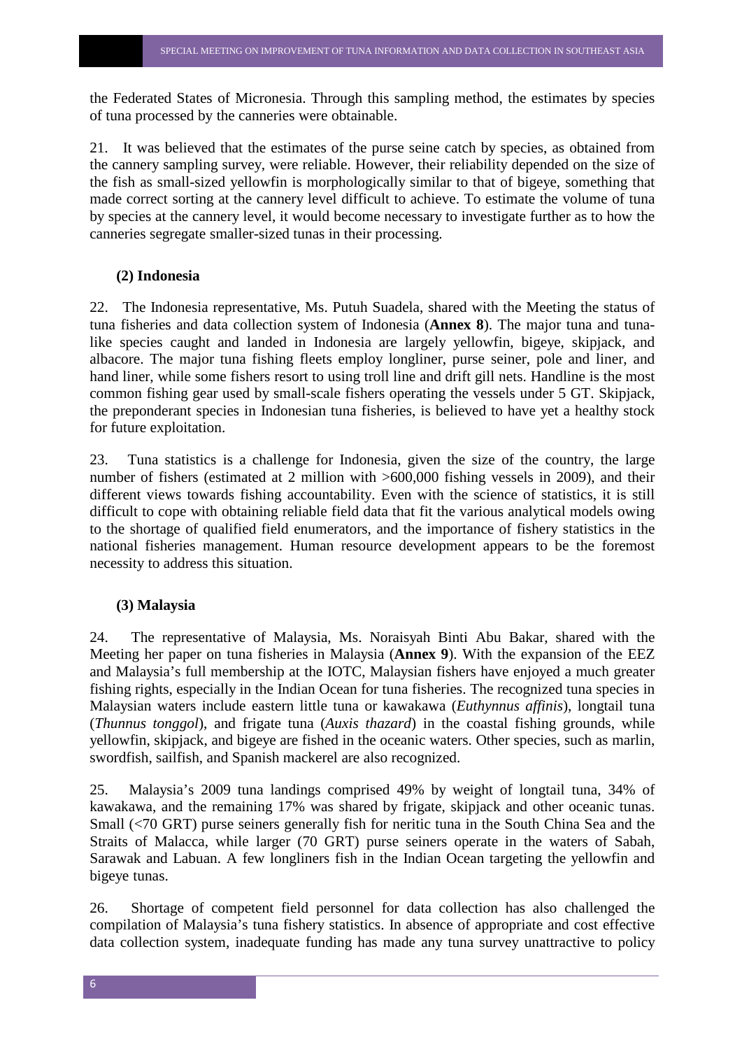the Federated States of Micronesia. Through this sampling method, the estimates by species of tuna processed by the canneries were obtainable.

21. It was believed that the estimates of the purse seine catch by species, as obtained from the cannery sampling survey, were reliable. However, their reliability depended on the size of the fish as small-sized yellowfin is morphologically similar to that of bigeye, something that made correct sorting at the cannery level difficult to achieve. To estimate the volume of tuna by species at the cannery level, it would become necessary to investigate further as to how the canneries segregate smaller-sized tunas in their processing.

### (2) Indonesia

22. The Indonesia representative, Ms. Putuh Suadela, shared with the Meeting the status of tuna fisheries and data collection system of Indonesia (**Annex 8**). The major tuna and tuna-like species caught and landed in Indonesia are largely yellowfin, bigeye, skipjack, and albacore. The major tuna fishing fleets employ longliner, purse seiner, pole and liner, and hand liner, while some fishers resort to using troll line and drift gill nets. Handline is the most common fishing gear used by small-scale fishers operating the vessels under 5 GT. Skipjack, the preponderant species in Indonesian tuna fisheries, is believed to have yet a healthy stock for future exploitation.

23. Tuna statistics is a challenge for Indonesia, given the size of the country, the large number of fishers (estimated at 2 million with >600,000 fishing vessels in 2009), and their different views towards fishing accountability. Even with the science of statistics, it is still difficult to cope with obtaining reliable field data that fit the various analytical models owing to the shortage of qualified field enumerators, and the importance of fishery statistics in the national fisheries management. Human resource development appears to be the foremost necessity to address this situation.

### (3) Malaysia

24. The representative of Malaysia, Ms. Noraisyah Binti Abu Bakar, shared with the Meeting her paper on tuna fisheries in Malaysia (**Annex 9**). With the expansion of the EEZ and Malaysia's full membership at the IOTC, Malaysian fishers have enjoyed a much greater fishing rights, especially in the Indian Ocean for tuna fisheries. The recognized tuna species in Malaysian waters include eastern little tuna or kawakawa (*Euthynnus affinis*), longtail tuna (*Thunnus tonggol*), and frigate tuna (*Auxis thazard*) in the coastal fishing grounds, while yellowfin, skipjack, and bigeye are fished in the oceanic waters. Other species, such as marlin, swordfish, sailfish, and Spanish mackerel are also recognized.

25. Malaysia's 2009 tuna landings comprised 49% by weight of longtail tuna, 34% of kawakawa, and the remaining 17% was shared by frigate, skipjack and other oceanic tunas. Small (<70 GRT) purse seiners generally fish for neritic tuna in the South China Sea and the Straits of Malacca, while larger (70 GRT) purse seiners operate in the waters of Sabah, Sarawak and Labuan. A few longliners fish in the Indian Ocean targeting the yellowfin and bigeye tunas.

26. Shortage of competent field personnel for data collection has also challenged the compilation of Malaysia's tuna fishery statistics. In absence of appropriate and cost effective data collection system, inadequate funding has made any tuna survey unattractive to policy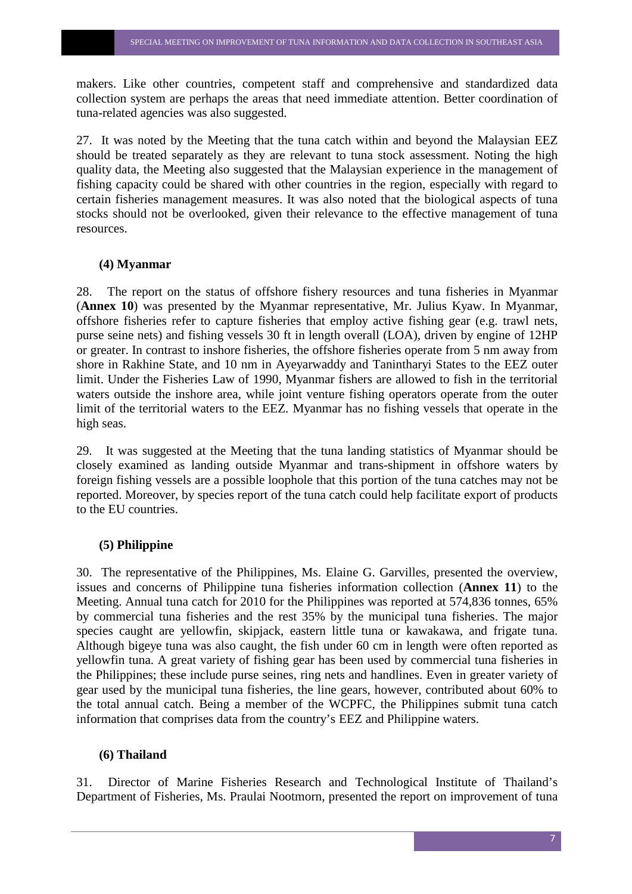makers. Like other countries, competent staff and comprehensive and standardized data collection system are perhaps the areas that need immediate attention. Better coordination of tuna-related agencies was also suggested.

27. It was noted by the Meeting that the tuna catch within and beyond the Malaysian EEZ should be treated separately as they are relevant to tuna stock assessment. Noting the high quality data, the Meeting also suggested that the Malaysian experience in the management of fishing capacity could be shared with other countries in the region, especially with regard to certain fisheries management measures. It was also noted that the biological aspects of tuna stocks should not be overlooked, given their relevance to the effective management of tuna resources.

### (4) Myanmar

28. The report on the status of offshore fishery resources and tuna fisheries in Myanmar (**Annex 10**) was presented by the Myanmar representative, Mr. Julius Kyaw. In Myanmar, offshore fisheries refer to capture fisheries that employ active fishing gear (e.g. trawl nets, purse seine nets) and fishing vessels 30 ft in length overall (LOA), driven by engine of 12HP or greater. In contrast to inshore fisheries, the offshore fisheries operate from 5 nm away from shore in Rakhine State, and 10 nm in Ayeyarwaddy and Tanintharyi States to the EEZ outer limit. Under the Fisheries Law of 1990, Myanmar fishers are allowed to fish in the territorial waters outside the inshore area, while joint venture fishing operators operate from the outer limit of the territorial waters to the EEZ. Myanmar has no fishing vessels that operate in the high seas.

29. It was suggested at the Meeting that the tuna landing statistics of Myanmar should be closely examined as landing outside Myanmar and trans-shipment in offshore waters by foreign fishing vessels are a possible loophole that this portion of the tuna catches may not be reported. Moreover, by species report of the tuna catch could help facilitate export of products to the EU countries.

### (5) Philippine

30. The representative of the Philippines, Ms. Elaine G. Garvilles, presented the overview, issues and concerns of Philippine tuna fisheries information collection (**Annex 11**) to the Meeting. Annual tuna catch for 2010 for the Philippines was reported at 574,836 tonnes, 65% by commercial tuna fisheries and the rest 35% by the municipal tuna fisheries. The major species caught are yellowfin, skipjack, eastern little tuna or kawakawa, and frigate tuna. Although bigeye tuna was also caught, the fish under 60 cm in length were often reported as yellowfin tuna. A great variety of fishing gear has been used by commercial tuna fisheries in the Philippines; these include purse seines, ring nets and handlines. Even in greater variety of gear used by the municipal tuna fisheries, the line gears, however, contributed about 60% to the total annual catch. Being a member of the WCPFC, the Philippines submit tuna catch information that comprises data from the country's EEZ and Philippine waters.

### (6) Thailand

31. Director of Marine Fisheries Research and Technological Institute of Thailand's Department of Fisheries, Ms. Praulai Nootmorn, presented the report on improvement of tuna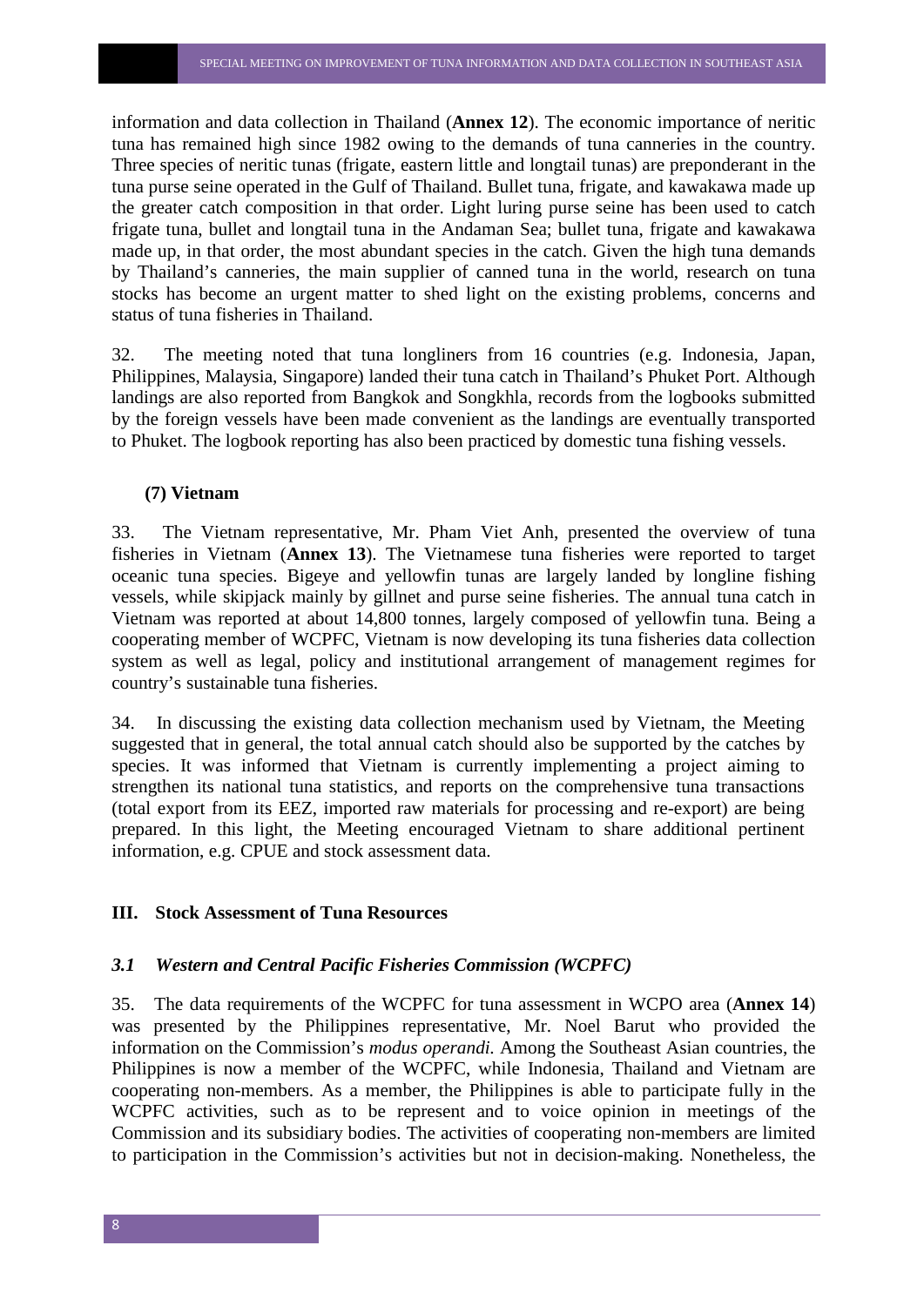information and data collection in Thailand (**Annex 12**). The economic importance of neritic tuna has remained high since 1982 owing to the demands of tuna canneries in the country. Three species of neritic tunas (frigate, eastern little and longtail tunas) are preponderant in the tuna purse seine operated in the Gulf of Thailand. Bullet tuna, frigate, and kawakawa made up the greater catch composition in that order. Light luring purse seine has been used to catch frigate tuna, bullet and longtail tuna in the Andaman Sea; bullet tuna, frigate and kawakawa made up, in that order, the most abundant species in the catch. Given the high tuna demands by Thailand's canneries, the main supplier of canned tuna in the world, research on tuna stocks has become an urgent matter to shed light on the existing problems, concerns and status of tuna fisheries in Thailand.

32. The meeting noted that tuna longliners from 16 countries (e.g. Indonesia, Japan, Philippines, Malaysia, Singapore) landed their tuna catch in Thailand's Phuket Port. Although landings are also reported from Bangkok and Songkhla, records from the logbooks submitted by the foreign vessels have been made convenient as the landings are eventually transported to Phuket. The logbook reporting has also been practiced by domestic tuna fishing vessels.

**(7) Vietnam**

33. The Vietnam representative, Mr. Pham Viet Anh, presented the overview of tuna fisheries in Vietnam (**Annex 13**). The Vietnamese tuna fisheries were reported to target oceanic tuna species. Bigeye and yellowfin tunas are largely landed by longline fishing vessels, while skipjack mainly by gillnet and purse seine fisheries. The annual tuna catch in Vietnam was reported at about 14,800 tonnes, largely composed of yellowfin tuna. Being a cooperating member of WCPFC, Vietnam is now developing its tuna fisheries data collection system as well as legal, policy and institutional arrangement of management regimes for country's sustainable tuna fisheries.

34. In discussing the existing data collection mechanism used by Vietnam, the Meeting suggested that in general, the total annual catch should also be supported by the catches by species. It was informed that Vietnam is currently implementing a project aiming to strengthen its national tuna statistics, and reports on the comprehensive tuna transactions (total export from its EEZ, imported raw materials for processing and re-export) are being prepared. In this light, the Meeting encouraged Vietnam to share additional pertinent information, e.g. CPUE and stock assessment data.

## III. Stock Assessment of Tuna Resources

### *3.1 Western and Central Pacific Fisheries Commission (WCPFC)*

35. The data requirements of the WCPFC for tuna assessment in WCPO area (**Annex 14**) was presented by the Philippines representative, Mr. Noel Barut who provided the information on the Commission's *modus operandi.* Among the Southeast Asian countries, the Philippines is now a member of the WCPFC, while Indonesia, Thailand and Vietnam are cooperating non-members. As a member, the Philippines is able to participate fully in the WCPFC activities, such as to be represent and to voice opinion in meetings of the Commission and its subsidiary bodies. The activities of cooperating non-members are limited to participation in the Commission's activities but not in decision-making. Nonetheless, the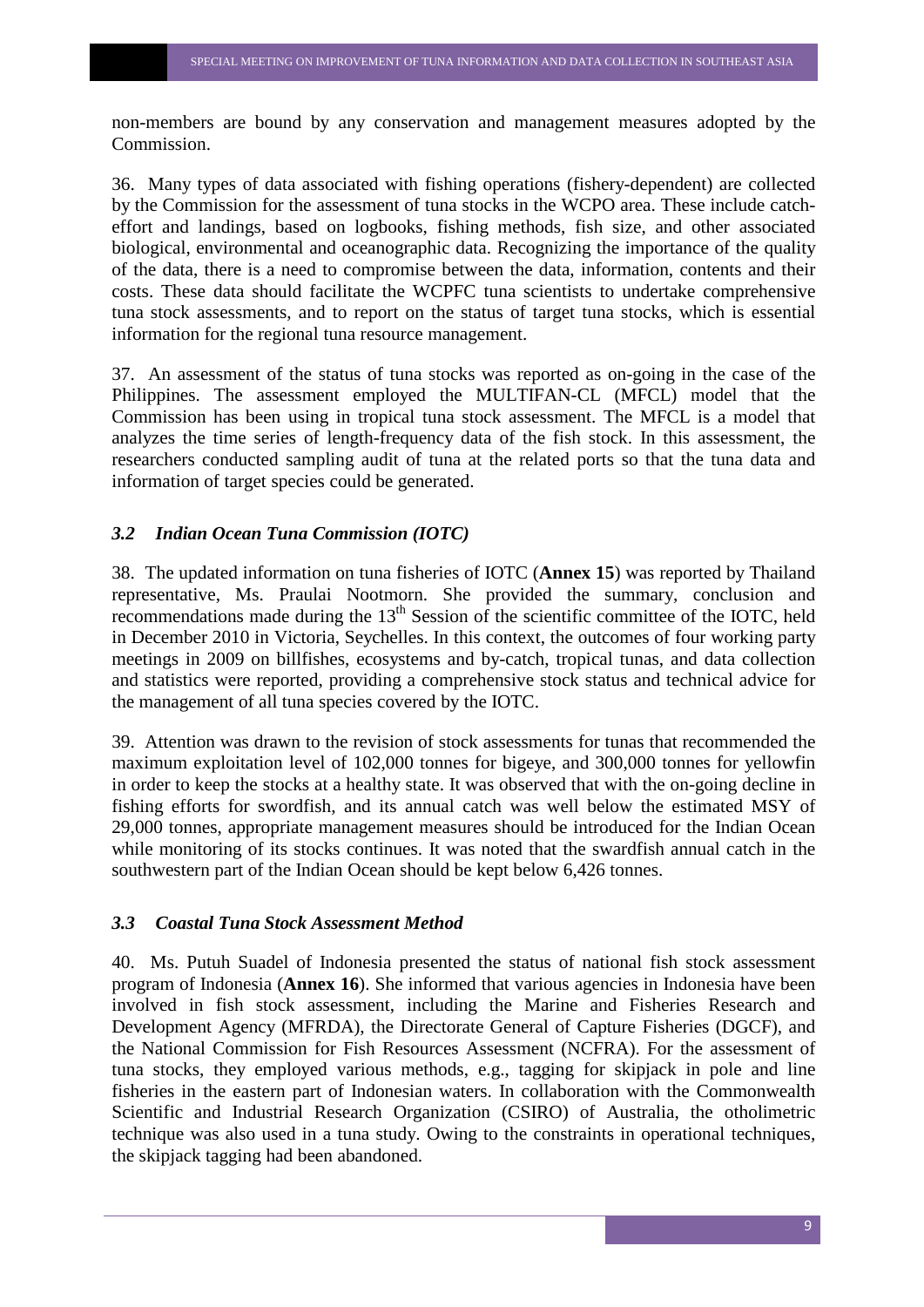non-members are bound by any conservation and management measures adopted by the Commission.

36. Many types of data associated with fishing operations (fishery-dependent) are collected by the Commission for the assessment of tuna stocks in the WCPO area. These include catch-effort and landings, based on logbooks, fishing methods, fish size, and other associated biological, environmental and oceanographic data. Recognizing the importance of the quality of the data, there is a need to compromise between the data, information, contents and their costs. These data should facilitate the WCPFC tuna scientists to undertake comprehensive tuna stock assessments, and to report on the status of target tuna stocks, which is essential information for the regional tuna resource management.

37. An assessment of the status of tuna stocks was reported as on-going in the case of the Philippines. The assessment employed the MULTIFAN-CL (MFCL) model that the Commission has been using in tropical tuna stock assessment. The MFCL is a model that analyzes the time series of length-frequency data of the fish stock. In this assessment, the researchers conducted sampling audit of tuna at the related ports so that the tuna data and information of target species could be generated.

### *3.2 Indian Ocean Tuna Commission (IOTC)*

38. The updated information on tuna fisheries of IOTC (**Annex 15**) was reported by Thailand representative, Ms. Praulai Nootmorn. She provided the summary, conclusion and recommendations made during the 13th Session of the scientific committee of the IOTC, held in December 2010 in Victoria, Seychelles. In this context, the outcomes of four working party meetings in 2009 on billfishes, ecosystems and by-catch, tropical tunas, and data collection and statistics were reported, providing a comprehensive stock status and technical advice for the management of all tuna species covered by the IOTC.

39. Attention was drawn to the revision of stock assessments for tunas that recommended the maximum exploitation level of 102,000 tonnes for bigeye, and 300,000 tonnes for yellowfin in order to keep the stocks at a healthy state. It was observed that with the on-going decline in fishing efforts for swordfish, and its annual catch was well below the estimated MSY of 29,000 tonnes, appropriate management measures should be introduced for the Indian Ocean while monitoring of its stocks continues. It was noted that the swardfish annual catch in the southwestern part of the Indian Ocean should be kept below 6,426 tonnes.

### *3.3 Coastal Tuna Stock Assessment Method*

40. Ms. Putuh Suadel of Indonesia presented the status of national fish stock assessment program of Indonesia (**Annex 16**). She informed that various agencies in Indonesia have been involved in fish stock assessment, including the Marine and Fisheries Research and Development Agency (MFRDA), the Directorate General of Capture Fisheries (DGCF), and the National Commission for Fish Resources Assessment (NCFRA). For the assessment of tuna stocks, they employed various methods, e.g., tagging for skipjack in pole and line fisheries in the eastern part of Indonesian waters. In collaboration with the Commonwealth Scientific and Industrial Research Organization (CSIRO) of Australia, the otholimetric technique was also used in a tuna study. Owing to the constraints in operational techniques, the skipjack tagging had been abandoned.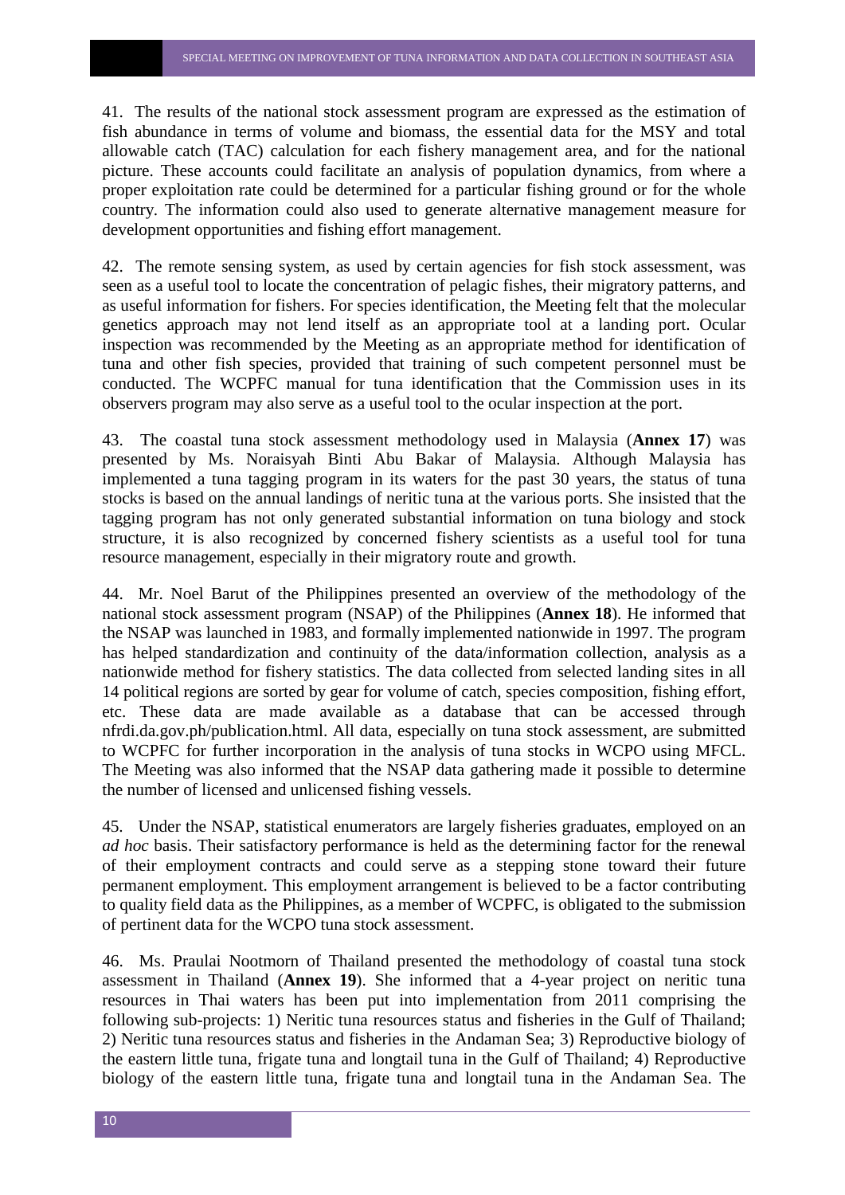41. The results of the national stock assessment program are expressed as the estimation of fish abundance in terms of volume and biomass, the essential data for the MSY and total allowable catch (TAC) calculation for each fishery management area, and for the national picture. These accounts could facilitate an analysis of population dynamics, from where a proper exploitation rate could be determined for a particular fishing ground or for the whole country. The information could also used to generate alternative management measure for development opportunities and fishing effort management.

42. The remote sensing system, as used by certain agencies for fish stock assessment, was seen as a useful tool to locate the concentration of pelagic fishes, their migratory patterns, and as useful information for fishers. For species identification, the Meeting felt that the molecular genetics approach may not lend itself as an appropriate tool at a landing port. Ocular inspection was recommended by the Meeting as an appropriate method for identification of tuna and other fish species, provided that training of such competent personnel must be conducted. The WCPFC manual for tuna identification that the Commission uses in its observers program may also serve as a useful tool to the ocular inspection at the port.

43. The coastal tuna stock assessment methodology used in Malaysia (**Annex 17**) was presented by Ms. Noraisyah Binti Abu Bakar of Malaysia. Although Malaysia has implemented a tuna tagging program in its waters for the past 30 years, the status of tuna stocks is based on the annual landings of neritic tuna at the various ports. She insisted that the tagging program has not only generated substantial information on tuna biology and stock structure, it is also recognized by concerned fishery scientists as a useful tool for tuna resource management, especially in their migratory route and growth.

44. Mr. Noel Barut of the Philippines presented an overview of the methodology of the national stock assessment program (NSAP) of the Philippines (**Annex 18**). He informed that the NSAP was launched in 1983, and formally implemented nationwide in 1997. The program has helped standardization and continuity of the data/information collection, analysis as a nationwide method for fishery statistics. The data collected from selected landing sites in all 14 political regions are sorted by gear for volume of catch, species composition, fishing effort, etc. These data are made available as a database that can be accessed through nfrdi.da.gov.ph/publication.html. All data, especially on tuna stock assessment, are submitted to WCPFC for further incorporation in the analysis of tuna stocks in WCPO using MFCL. The Meeting was also informed that the NSAP data gathering made it possible to determine the number of licensed and unlicensed fishing vessels.

45. Under the NSAP, statistical enumerators are largely fisheries graduates, employed on an *ad hoc* basis. Their satisfactory performance is held as the determining factor for the renewal of their employment contracts and could serve as a stepping stone toward their future permanent employment. This employment arrangement is believed to be a factor contributing to quality field data as the Philippines, as a member of WCPFC, is obligated to the submission of pertinent data for the WCPO tuna stock assessment.

46. Ms. Praulai Nootmorn of Thailand presented the methodology of coastal tuna stock assessment in Thailand (**Annex 19**). She informed that a 4-year project on neritic tuna resources in Thai waters has been put into implementation from 2011 comprising the following sub-projects: 1) Neritic tuna resources status and fisheries in the Gulf of Thailand; 2) Neritic tuna resources status and fisheries in the Andaman Sea; 3) Reproductive biology of the eastern little tuna, frigate tuna and longtail tuna in the Gulf of Thailand; 4) Reproductive biology of the eastern little tuna, frigate tuna and longtail tuna in the Andaman Sea. The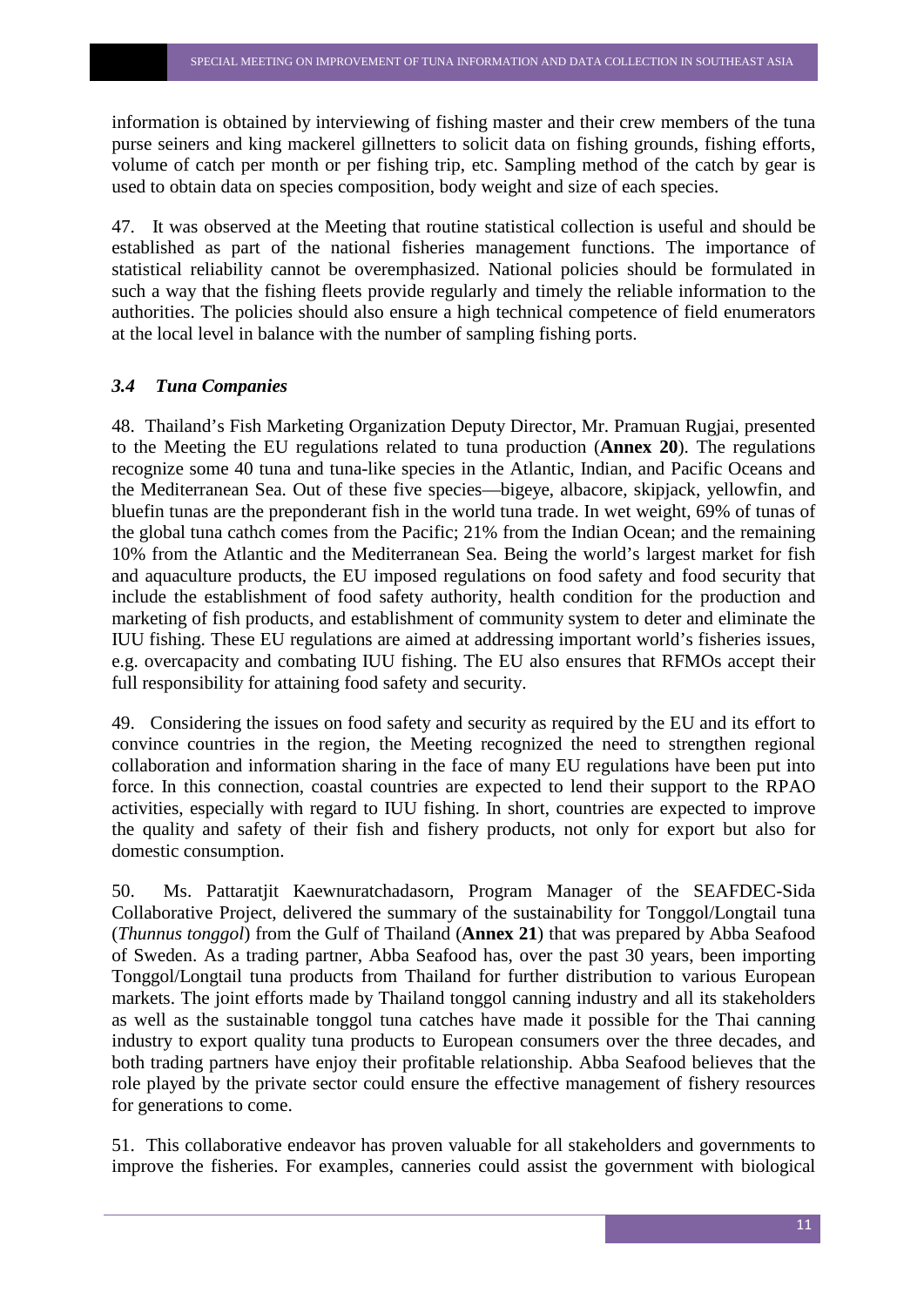information is obtained by interviewing of fishing master and their crew members of the tuna purse seiners and king mackerel gillnetters to solicit data on fishing grounds, fishing efforts, volume of catch per month or per fishing trip, etc. Sampling method of the catch by gear is used to obtain data on species composition, body weight and size of each species.

47. It was observed at the Meeting that routine statistical collection is useful and should be established as part of the national fisheries management functions. The importance of statistical reliability cannot be overemphasized. National policies should be formulated in such a way that the fishing fleets provide regularly and timely the reliable information to the authorities. The policies should also ensure a high technical competence of field enumerators at the local level in balance with the number of sampling fishing ports.

### *3.4 Tuna Companies*

48. Thailand's Fish Marketing Organization Deputy Director, Mr. Pramuan Rugjai, presented to the Meeting the EU regulations related to tuna production (**Annex 20**). The regulations recognize some 40 tuna and tuna-like species in the Atlantic, Indian, and Pacific Oceans and the Mediterranean Sea. Out of these five species—bigeye, albacore, skipjack, yellowfin, and bluefin tunas are the preponderant fish in the world tuna trade. In wet weight, 69% of tunas of the global tuna cathch comes from the Pacific; 21% from the Indian Ocean; and the remaining 10% from the Atlantic and the Mediterranean Sea. Being the world's largest market for fish and aquaculture products, the EU imposed regulations on food safety and food security that include the establishment of food safety authority, health condition for the production and marketing of fish products, and establishment of community system to deter and eliminate the IUU fishing. These EU regulations are aimed at addressing important world's fisheries issues, e.g. overcapacity and combating IUU fishing. The EU also ensures that RFMOs accept their full responsibility for attaining food safety and security.

49. Considering the issues on food safety and security as required by the EU and its effort to convince countries in the region, the Meeting recognized the need to strengthen regional collaboration and information sharing in the face of many EU regulations have been put into force. In this connection, coastal countries are expected to lend their support to the RPAO activities, especially with regard to IUU fishing. In short, countries are expected to improve the quality and safety of their fish and fishery products, not only for export but also for domestic consumption.

50. Ms. Pattaratjit Kaewnuratchadasorn, Program Manager of the SEAFDEC-Sida Collaborative Project, delivered the summary of the sustainability for Tonggol/Longtail tuna (*Thunnus tonggol*) from the Gulf of Thailand (**Annex 21**) that was prepared by Abba Seafood of Sweden. As a trading partner, Abba Seafood has, over the past 30 years, been importing Tonggol/Longtail tuna products from Thailand for further distribution to various European markets. The joint efforts made by Thailand tonggol canning industry and all its stakeholders as well as the sustainable tonggol tuna catches have made it possible for the Thai canning industry to export quality tuna products to European consumers over the three decades, and both trading partners have enjoy their profitable relationship. Abba Seafood believes that the role played by the private sector could ensure the effective management of fishery resources for generations to come.

51. This collaborative endeavor has proven valuable for all stakeholders and governments to improve the fisheries. For examples, canneries could assist the government with biological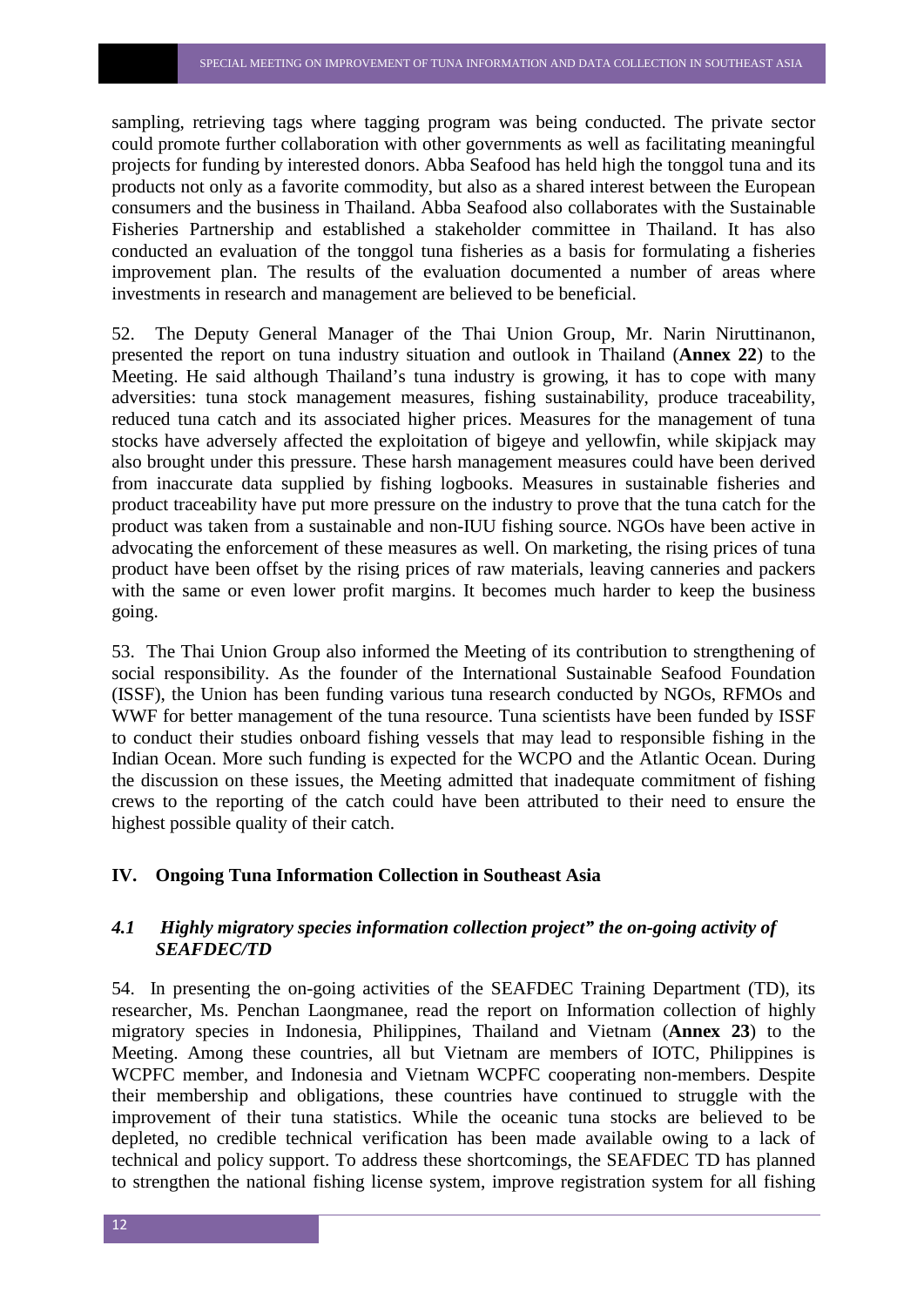sampling, retrieving tags where tagging program was being conducted. The private sector could promote further collaboration with other governments as well as facilitating meaningful projects for funding by interested donors. Abba Seafood has held high the tonggol tuna and its products not only as a favorite commodity, but also as a shared interest between the European consumers and the business in Thailand. Abba Seafood also collaborates with the Sustainable Fisheries Partnership and established a stakeholder committee in Thailand. It has also conducted an evaluation of the tonggol tuna fisheries as a basis for formulating a fisheries improvement plan. The results of the evaluation documented a number of areas where investments in research and management are believed to be beneficial.

52. The Deputy General Manager of the Thai Union Group, Mr. Narin Niruttinanon, presented the report on tuna industry situation and outlook in Thailand (**Annex 22**) to the Meeting. He said although Thailand's tuna industry is growing, it has to cope with many adversities: tuna stock management measures, fishing sustainability, produce traceability, reduced tuna catch and its associated higher prices. Measures for the management of tuna stocks have adversely affected the exploitation of bigeye and yellowfin, while skipjack may also brought under this pressure. These harsh management measures could have been derived from inaccurate data supplied by fishing logbooks. Measures in sustainable fisheries and product traceability have put more pressure on the industry to prove that the tuna catch for the product was taken from a sustainable and non-IUU fishing source. NGOs have been active in advocating the enforcement of these measures as well. On marketing, the rising prices of tuna product have been offset by the rising prices of raw materials, leaving canneries and packers with the same or even lower profit margins. It becomes much harder to keep the business going.

53. The Thai Union Group also informed the Meeting of its contribution to strengthening of social responsibility. As the founder of the International Sustainable Seafood Foundation (ISSF), the Union has been funding various tuna research conducted by NGOs, RFMOs and WWF for better management of the tuna resource. Tuna scientists have been funded by ISSF to conduct their studies onboard fishing vessels that may lead to responsible fishing in the Indian Ocean. More such funding is expected for the WCPO and the Atlantic Ocean. During the discussion on these issues, the Meeting admitted that inadequate commitment of fishing crews to the reporting of the catch could have been attributed to their need to ensure the highest possible quality of their catch.

## IV. Ongoing Tuna Information Collection in Southeast Asia

### *4.1 Highly migratory species information collection project" the on-going activity of SEAFDEC/TD*

54. In presenting the on-going activities of the SEAFDEC Training Department (TD), its researcher, Ms. Penchan Laongmanee, read the report on Information collection of highly migratory species in Indonesia, Philippines, Thailand and Vietnam (**Annex 23**) to the Meeting. Among these countries, all but Vietnam are members of IOTC, Philippines is WCPFC member, and Indonesia and Vietnam WCPFC cooperating non-members. Despite their membership and obligations, these countries have continued to struggle with the improvement of their tuna statistics. While the oceanic tuna stocks are believed to be depleted, no credible technical verification has been made available owing to a lack of technical and policy support. To address these shortcomings, the SEAFDEC TD has planned to strengthen the national fishing license system, improve registration system for all fishing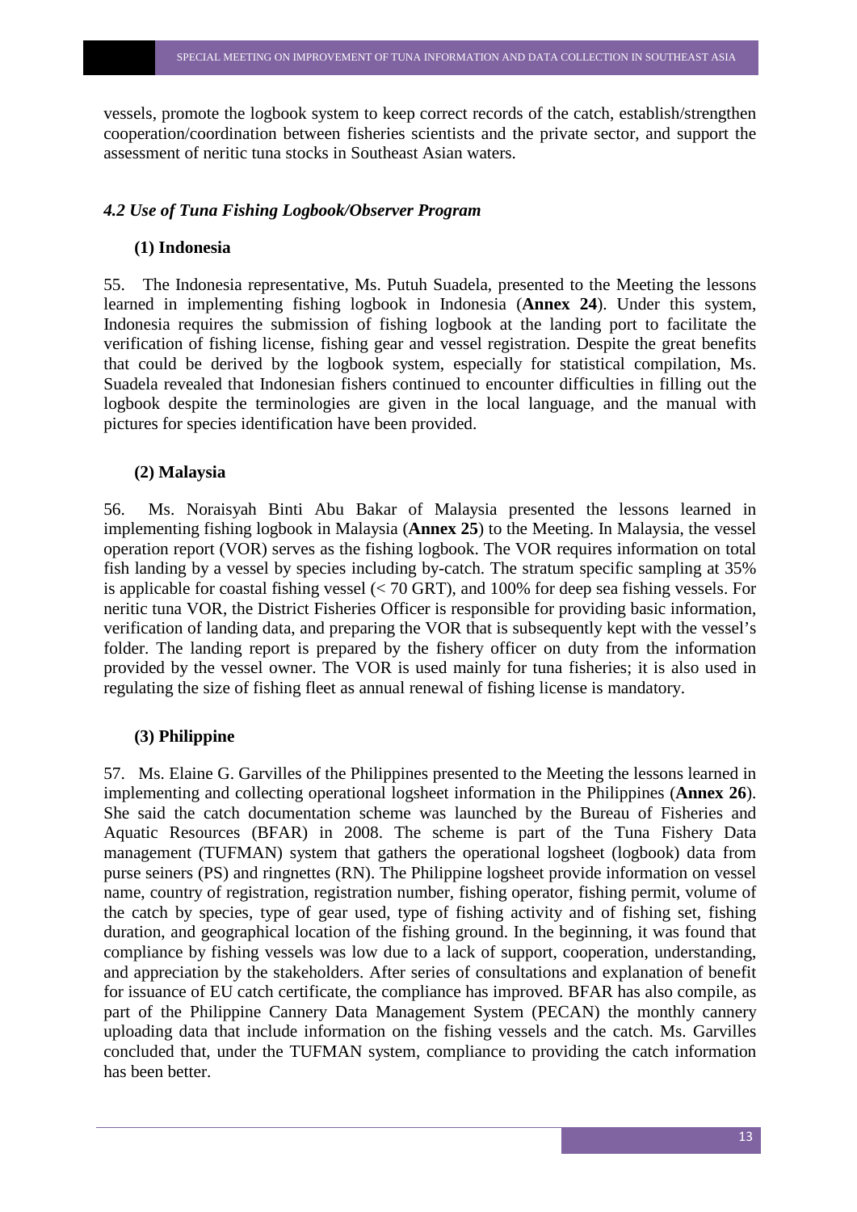vessels, promote the logbook system to keep correct records of the catch, establish/strengthen cooperation/coordination between fisheries scientists and the private sector, and support the assessment of neritic tuna stocks in Southeast Asian waters.

### *4.2 Use of Tuna Fishing Logbook/Observer Program*

#### (1) Indonesia

55. The Indonesia representative, Ms. Putuh Suadela, presented to the Meeting the lessons learned in implementing fishing logbook in Indonesia (**Annex 24**). Under this system, Indonesia requires the submission of fishing logbook at the landing port to facilitate the verification of fishing license, fishing gear and vessel registration. Despite the great benefits that could be derived by the logbook system, especially for statistical compilation, Ms. Suadela revealed that Indonesian fishers continued to encounter difficulties in filling out the logbook despite the terminologies are given in the local language, and the manual with pictures for species identification have been provided.

#### (2) Malaysia

56. Ms. Noraisyah Binti Abu Bakar of Malaysia presented the lessons learned in implementing fishing logbook in Malaysia (**Annex 25**) to the Meeting. In Malaysia, the vessel operation report (VOR) serves as the fishing logbook. The VOR requires information on total fish landing by a vessel by species including by-catch. The stratum specific sampling at 35% is applicable for coastal fishing vessel (< 70 GRT), and 100% for deep sea fishing vessels. For neritic tuna VOR, the District Fisheries Officer is responsible for providing basic information, verification of landing data, and preparing the VOR that is subsequently kept with the vessel's folder. The landing report is prepared by the fishery officer on duty from the information provided by the vessel owner. The VOR is used mainly for tuna fisheries; it is also used in regulating the size of fishing fleet as annual renewal of fishing license is mandatory.

#### (3) Philippine

57. Ms. Elaine G. Garvilles of the Philippines presented to the Meeting the lessons learned in implementing and collecting operational logsheet information in the Philippines (**Annex 26**). She said the catch documentation scheme was launched by the Bureau of Fisheries and Aquatic Resources (BFAR) in 2008. The scheme is part of the Tuna Fishery Data management (TUFMAN) system that gathers the operational logsheet (logbook) data from purse seiners (PS) and ringnettes (RN). The Philippine logsheet provide information on vessel name, country of registration, registration number, fishing operator, fishing permit, volume of the catch by species, type of gear used, type of fishing activity and of fishing set, fishing duration, and geographical location of the fishing ground. In the beginning, it was found that compliance by fishing vessels was low due to a lack of support, cooperation, understanding, and appreciation by the stakeholders. After series of consultations and explanation of benefit for issuance of EU catch certificate, the compliance has improved. BFAR has also compile, as part of the Philippine Cannery Data Management System (PECAN) the monthly cannery uploading data that include information on the fishing vessels and the catch. Ms. Garvilles concluded that, under the TUFMAN system, compliance to providing the catch information has been better.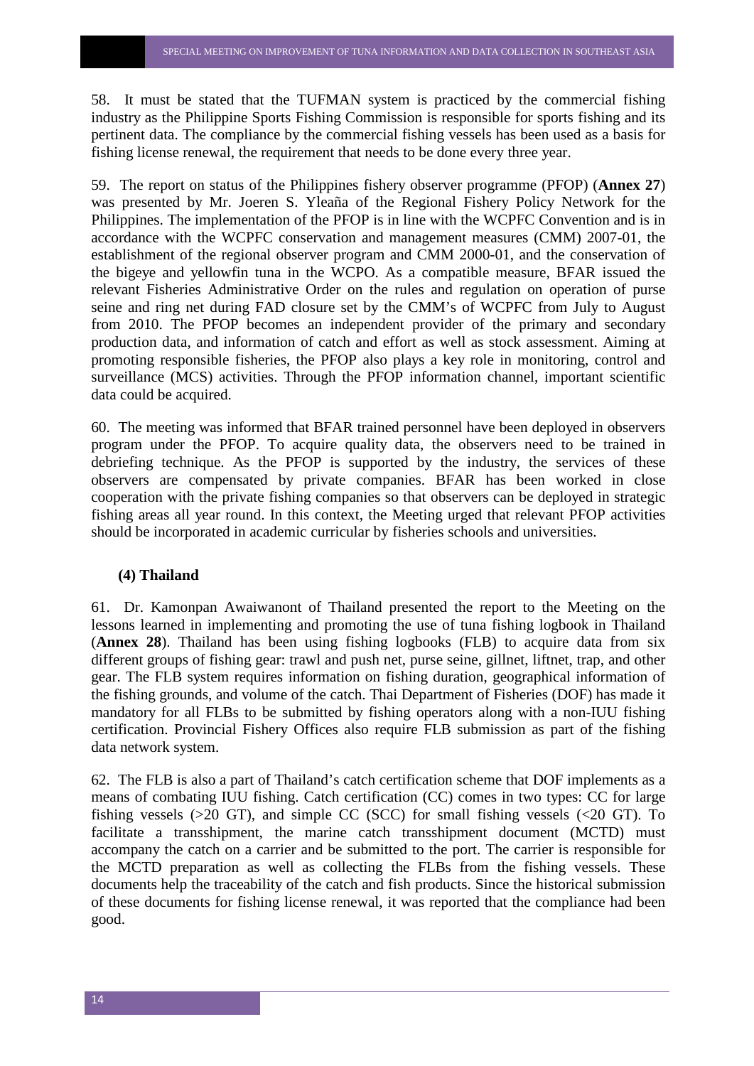58. It must be stated that the TUFMAN system is practiced by the commercial fishing industry as the Philippine Sports Fishing Commission is responsible for sports fishing and its pertinent data. The compliance by the commercial fishing vessels has been used as a basis for fishing license renewal, the requirement that needs to be done every three year.

59. The report on status of the Philippines fishery observer programme (PFOP) (**Annex 27**) was presented by Mr. Joeren S. Yleaña of the Regional Fishery Policy Network for the Philippines. The implementation of the PFOP is in line with the WCPFC Convention and is in accordance with the WCPFC conservation and management measures (CMM) 2007-01, the establishment of the regional observer program and CMM 2000-01, and the conservation of the bigeye and yellowfin tuna in the WCPO. As a compatible measure, BFAR issued the relevant Fisheries Administrative Order on the rules and regulation on operation of purse seine and ring net during FAD closure set by the CMM's of WCPFC from July to August from 2010. The PFOP becomes an independent provider of the primary and secondary production data, and information of catch and effort as well as stock assessment. Aiming at promoting responsible fisheries, the PFOP also plays a key role in monitoring, control and surveillance (MCS) activities. Through the PFOP information channel, important scientific data could be acquired.

60. The meeting was informed that BFAR trained personnel have been deployed in observers program under the PFOP. To acquire quality data, the observers need to be trained in debriefing technique. As the PFOP is supported by the industry, the services of these observers are compensated by private companies. BFAR has been worked in close cooperation with the private fishing companies so that observers can be deployed in strategic fishing areas all year round. In this context, the Meeting urged that relevant PFOP activities should be incorporated in academic curricular by fisheries schools and universities.

### (4) Thailand

61. Dr. Kamonpan Awaiwanont of Thailand presented the report to the Meeting on the lessons learned in implementing and promoting the use of tuna fishing logbook in Thailand (**Annex 28**). Thailand has been using fishing logbooks (FLB) to acquire data from six different groups of fishing gear: trawl and push net, purse seine, gillnet, liftnet, trap, and other gear. The FLB system requires information on fishing duration, geographical information of the fishing grounds, and volume of the catch. Thai Department of Fisheries (DOF) has made it mandatory for all FLBs to be submitted by fishing operators along with a non-IUU fishing certification. Provincial Fishery Offices also require FLB submission as part of the fishing data network system.

62. The FLB is also a part of Thailand's catch certification scheme that DOF implements as a means of combating IUU fishing. Catch certification (CC) comes in two types: CC for large fishing vessels (>20 GT), and simple CC (SCC) for small fishing vessels (<20 GT). To facilitate a transshipment, the marine catch transshipment document (MCTD) must accompany the catch on a carrier and be submitted to the port. The carrier is responsible for the MCTD preparation as well as collecting the FLBs from the fishing vessels. These documents help the traceability of the catch and fish products. Since the historical submission of these documents for fishing license renewal, it was reported that the compliance had been good.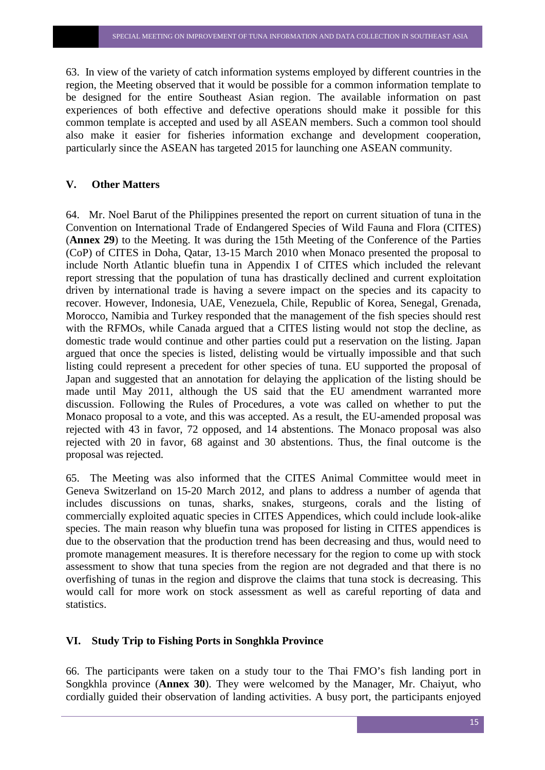63. In view of the variety of catch information systems employed by different countries in the region, the Meeting observed that it would be possible for a common information template to be designed for the entire Southeast Asian region. The available information on past experiences of both effective and defective operations should make it possible for this common template is accepted and used by all ASEAN members. Such a common tool should also make it easier for fisheries information exchange and development cooperation, particularly since the ASEAN has targeted 2015 for launching one ASEAN community.

## V. Other Matters

64. Mr. Noel Barut of the Philippines presented the report on current situation of tuna in the Convention on International Trade of Endangered Species of Wild Fauna and Flora (CITES) (**Annex 29**) to the Meeting. It was during the 15th Meeting of the Conference of the Parties (CoP) of CITES in Doha, Qatar, 13-15 March 2010 when Monaco presented the proposal to include North Atlantic bluefin tuna in Appendix I of CITES which included the relevant report stressing that the population of tuna has drastically declined and current exploitation driven by international trade is having a severe impact on the species and its capacity to recover. However, Indonesia, UAE, Venezuela, Chile, Republic of Korea, Senegal, Grenada, Morocco, Namibia and Turkey responded that the management of the fish species should rest with the RFMOs, while Canada argued that a CITES listing would not stop the decline, as domestic trade would continue and other parties could put a reservation on the listing. Japan argued that once the species is listed, delisting would be virtually impossible and that such listing could represent a precedent for other species of tuna. EU supported the proposal of Japan and suggested that an annotation for delaying the application of the listing should be made until May 2011, although the US said that the EU amendment warranted more discussion. Following the Rules of Procedures, a vote was called on whether to put the Monaco proposal to a vote, and this was accepted. As a result, the EU-amended proposal was rejected with 43 in favor, 72 opposed, and 14 abstentions. The Monaco proposal was also rejected with 20 in favor, 68 against and 30 abstentions. Thus, the final outcome is the proposal was rejected.

65. The Meeting was also informed that the CITES Animal Committee would meet in Geneva Switzerland on 15-20 March 2012, and plans to address a number of agenda that includes discussions on tunas, sharks, snakes, sturgeons, corals and the listing of commercially exploited aquatic species in CITES Appendices, which could include look-alike species. The main reason why bluefin tuna was proposed for listing in CITES appendices is due to the observation that the production trend has been decreasing and thus, would need to promote management measures. It is therefore necessary for the region to come up with stock assessment to show that tuna species from the region are not degraded and that there is no overfishing of tunas in the region and disprove the claims that tuna stock is decreasing. This would call for more work on stock assessment as well as careful reporting of data and statistics.

## VI. Study Trip to Fishing Ports in Songhkla Province

66. The participants were taken on a study tour to the Thai FMO's fish landing port in Songkhla province (**Annex 30**). They were welcomed by the Manager, Mr. Chaiyut, who cordially guided their observation of landing activities. A busy port, the participants enjoyed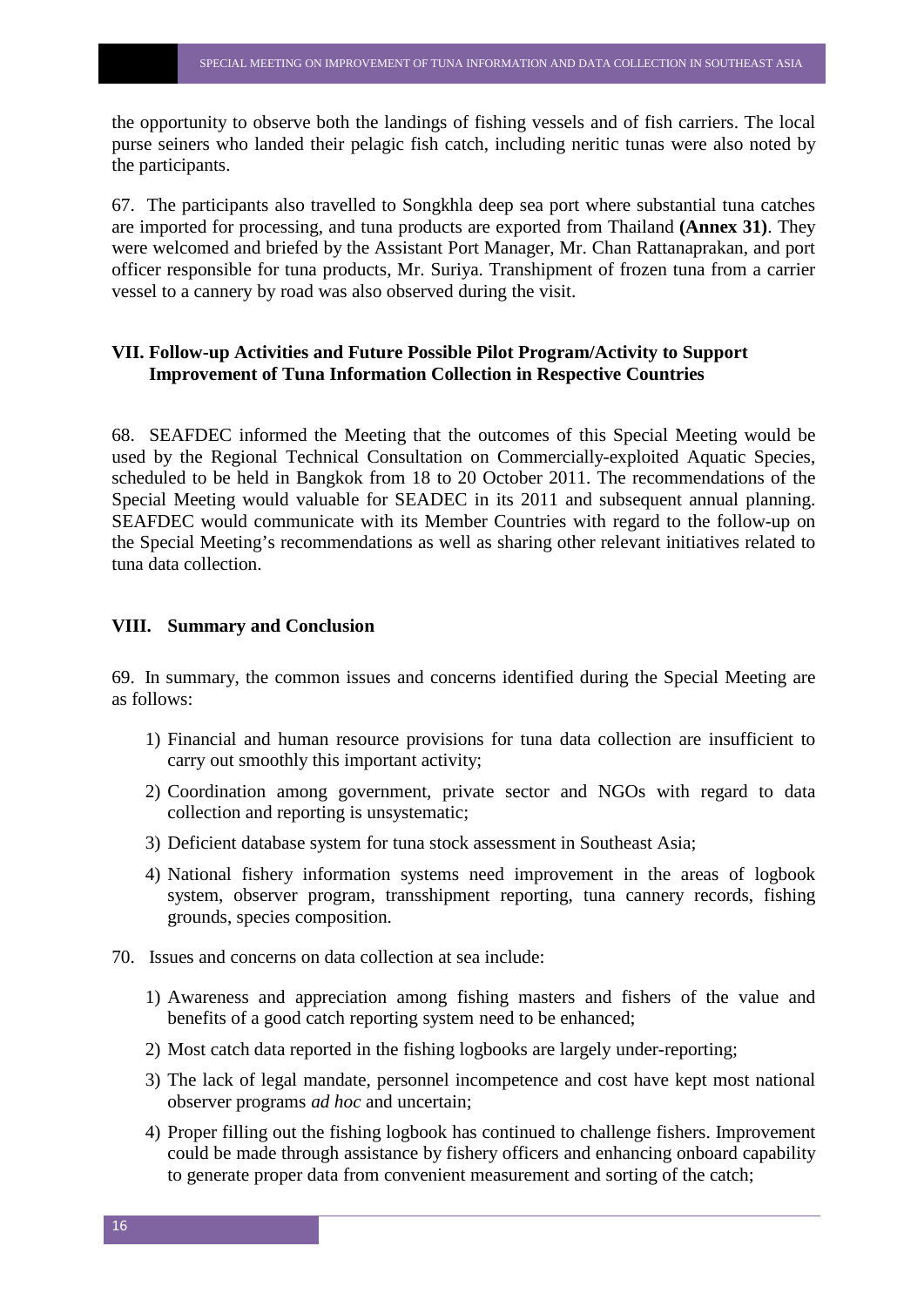the opportunity to observe both the landings of fishing vessels and of fish carriers. The local purse seiners who landed their pelagic fish catch, including neritic tunas were also noted by the participants.

67. The participants also travelled to Songkhla deep sea port where substantial tuna catches are imported for processing, and tuna products are exported from Thailand **(Annex 31)**. They were welcomed and briefed by the Assistant Port Manager, Mr. Chan Rattanaprakan, and port officer responsible for tuna products, Mr. Suriya. Transhipment of frozen tuna from a carrier vessel to a cannery by road was also observed during the visit.

## VII. Follow-up Activities and Future Possible Pilot Program/Activity to Support Improvement of Tuna Information Collection in Respective Countries

68. SEAFDEC informed the Meeting that the outcomes of this Special Meeting would be used by the Regional Technical Consultation on Commercially-exploited Aquatic Species, scheduled to be held in Bangkok from 18 to 20 October 2011. The recommendations of the Special Meeting would valuable for SEADEC in its 2011 and subsequent annual planning. SEAFDEC would communicate with its Member Countries with regard to the follow-up on the Special Meeting's recommendations as well as sharing other relevant initiatives related to tuna data collection.

## VIII. Summary and Conclusion

69. In summary, the common issues and concerns identified during the Special Meeting are as follows:

1) Financial and human resource provisions for tuna data collection are insufficient to carry out smoothly this important activity;
2) Coordination among government, private sector and NGOs with regard to data collection and reporting is unsystematic;
3) Deficient database system for tuna stock assessment in Southeast Asia;
4) National fishery information systems need improvement in the areas of logbook system, observer program, transshipment reporting, tuna cannery records, fishing grounds, species composition.

70. Issues and concerns on data collection at sea include:

1) Awareness and appreciation among fishing masters and fishers of the value and benefits of a good catch reporting system need to be enhanced;
2) Most catch data reported in the fishing logbooks are largely under-reporting;
3) The lack of legal mandate, personnel incompetence and cost have kept most national observer programs *ad hoc* and uncertain;
4) Proper filling out the fishing logbook has continued to challenge fishers. Improvement could be made through assistance by fishery officers and enhancing onboard capability to generate proper data from convenient measurement and sorting of the catch;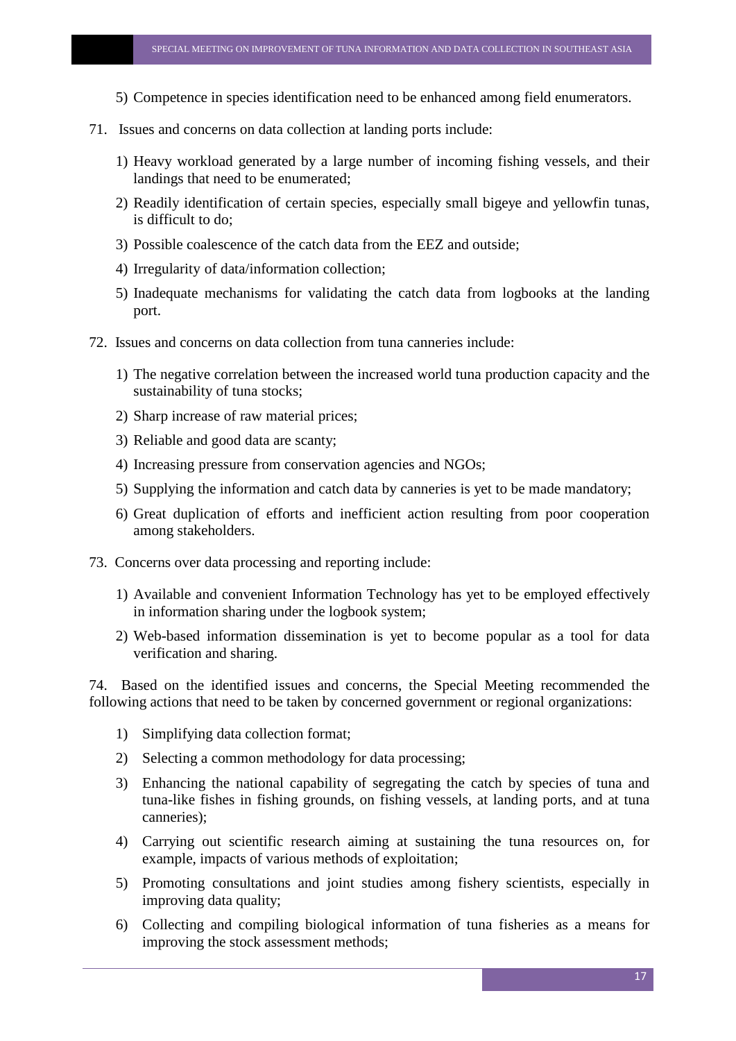5) Competence in species identification need to be enhanced among field enumerators.

71. Issues and concerns on data collection at landing ports include:

1) Heavy workload generated by a large number of incoming fishing vessels, and their landings that need to be enumerated;
2) Readily identification of certain species, especially small bigeye and yellowfin tunas, is difficult to do;
3) Possible coalescence of the catch data from the EEZ and outside;
4) Irregularity of data/information collection;
5) Inadequate mechanisms for validating the catch data from logbooks at the landing port.

72. Issues and concerns on data collection from tuna canneries include:

1) The negative correlation between the increased world tuna production capacity and the sustainability of tuna stocks;
2) Sharp increase of raw material prices;
3) Reliable and good data are scanty;
4) Increasing pressure from conservation agencies and NGOs;
5) Supplying the information and catch data by canneries is yet to be made mandatory;
6) Great duplication of efforts and inefficient action resulting from poor cooperation among stakeholders.

73. Concerns over data processing and reporting include:

1) Available and convenient Information Technology has yet to be employed effectively in information sharing under the logbook system;
2) Web-based information dissemination is yet to become popular as a tool for data verification and sharing.

74. Based on the identified issues and concerns, the Special Meeting recommended the following actions that need to be taken by concerned government or regional organizations:

1) Simplifying data collection format;
2) Selecting a common methodology for data processing;
3) Enhancing the national capability of segregating the catch by species of tuna and tuna-like fishes in fishing grounds, on fishing vessels, at landing ports, and at tuna canneries);
4) Carrying out scientific research aiming at sustaining the tuna resources on, for example, impacts of various methods of exploitation;
5) Promoting consultations and joint studies among fishery scientists, especially in improving data quality;
6) Collecting and compiling biological information of tuna fisheries as a means for improving the stock assessment methods;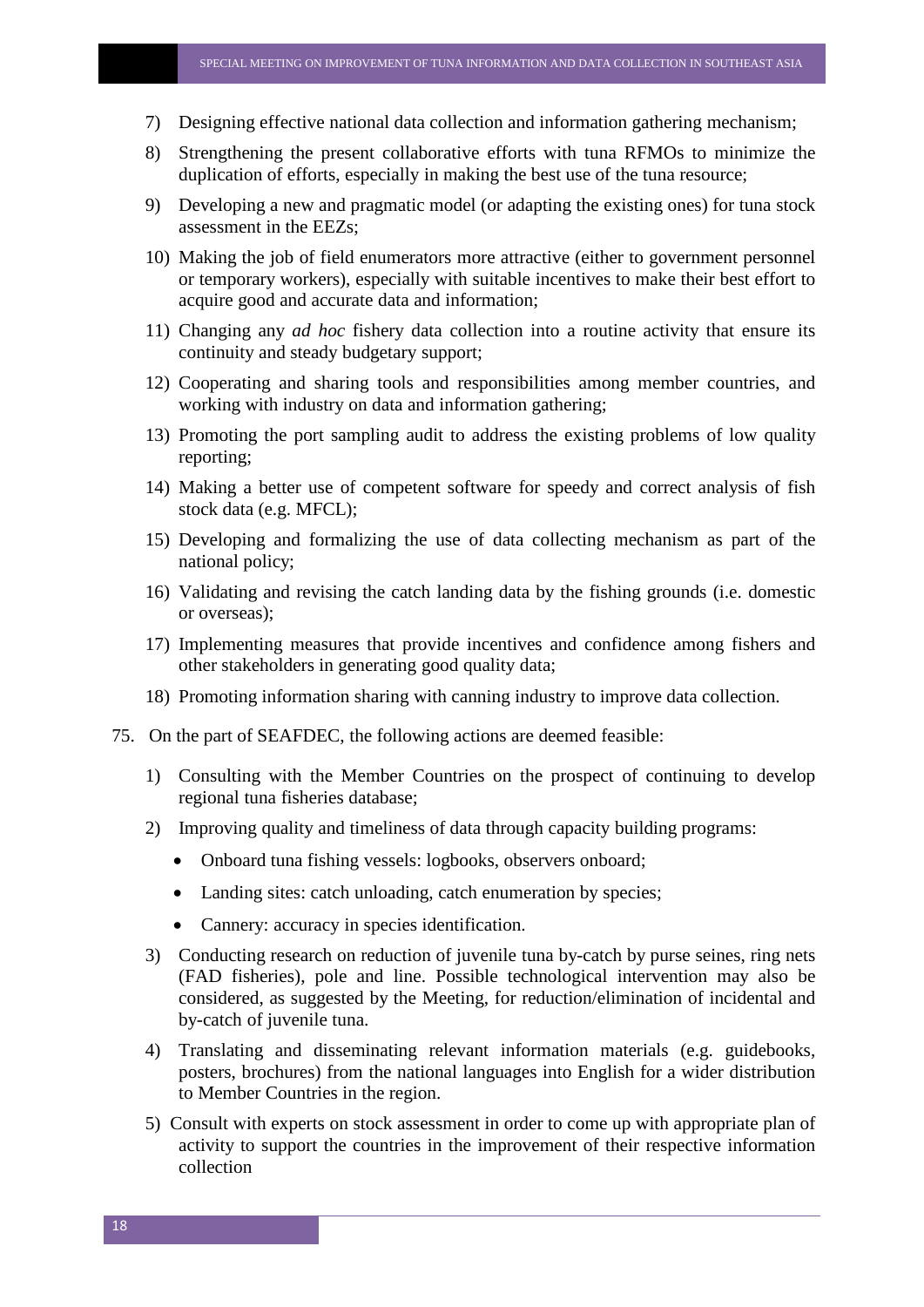7) Designing effective national data collection and information gathering mechanism;

8) Strengthening the present collaborative efforts with tuna RFMOs to minimize the duplication of efforts, especially in making the best use of the tuna resource;

9) Developing a new and pragmatic model (or adapting the existing ones) for tuna stock assessment in the EEZs;

10) Making the job of field enumerators more attractive (either to government personnel or temporary workers), especially with suitable incentives to make their best effort to acquire good and accurate data and information;

11) Changing any *ad hoc* fishery data collection into a routine activity that ensure its continuity and steady budgetary support;

12) Cooperating and sharing tools and responsibilities among member countries, and working with industry on data and information gathering;

13) Promoting the port sampling audit to address the existing problems of low quality reporting;

14) Making a better use of competent software for speedy and correct analysis of fish stock data (e.g. MFCL);

15) Developing and formalizing the use of data collecting mechanism as part of the national policy;

16) Validating and revising the catch landing data by the fishing grounds (i.e. domestic or overseas);

17) Implementing measures that provide incentives and confidence among fishers and other stakeholders in generating good quality data;

18) Promoting information sharing with canning industry to improve data collection.

75. On the part of SEAFDEC, the following actions are deemed feasible:

1) Consulting with the Member Countries on the prospect of continuing to develop regional tuna fisheries database;

2) Improving quality and timeliness of data through capacity building programs:
   - Onboard tuna fishing vessels: logbooks, observers onboard;
   - Landing sites: catch unloading, catch enumeration by species;
   - Cannery: accuracy in species identification.

3) Conducting research on reduction of juvenile tuna by-catch by purse seines, ring nets (FAD fisheries), pole and line. Possible technological intervention may also be considered, as suggested by the Meeting, for reduction/elimination of incidental and by-catch of juvenile tuna.

4) Translating and disseminating relevant information materials (e.g. guidebooks, posters, brochures) from the national languages into English for a wider distribution to Member Countries in the region.

5) Consult with experts on stock assessment in order to come up with appropriate plan of activity to support the countries in the improvement of their respective information collection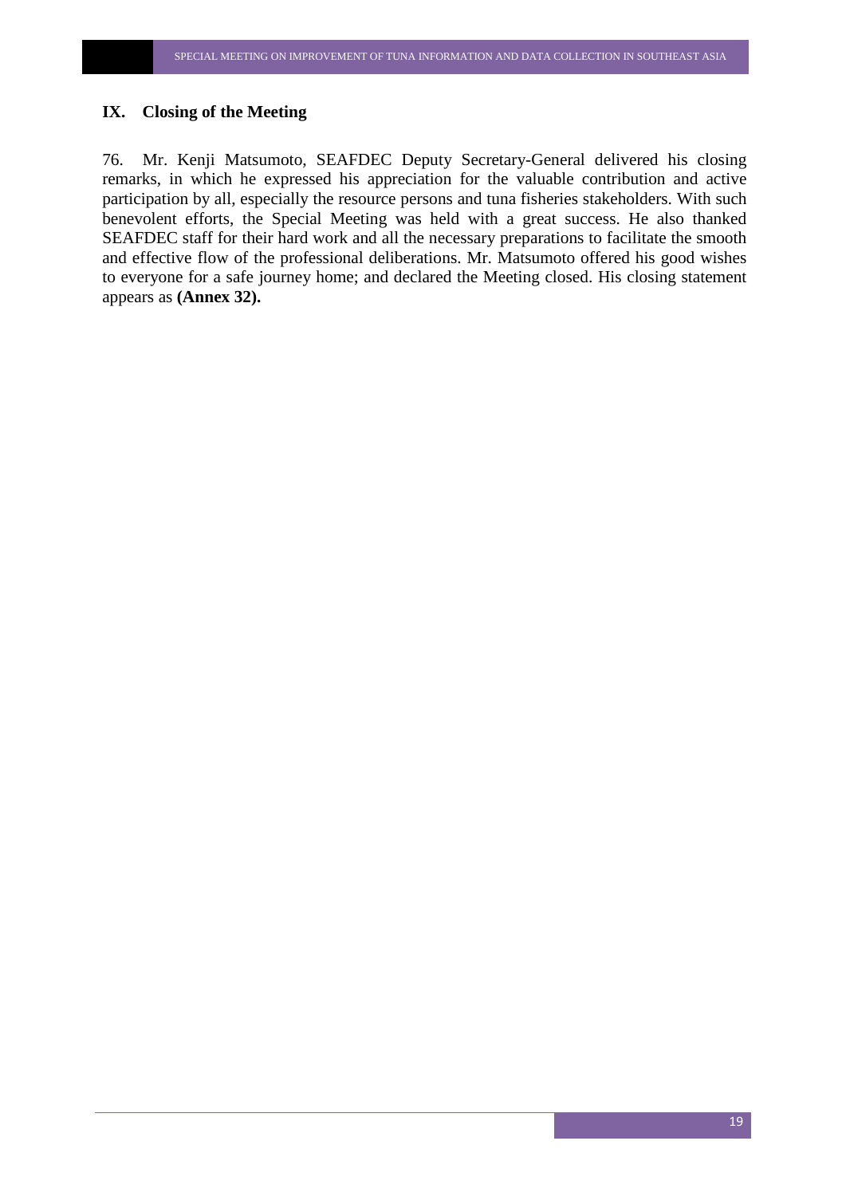## IX. Closing of the Meeting

76. Mr. Kenji Matsumoto, SEAFDEC Deputy Secretary-General delivered his closing remarks, in which he expressed his appreciation for the valuable contribution and active participation by all, especially the resource persons and tuna fisheries stakeholders. With such benevolent efforts, the Special Meeting was held with a great success. He also thanked SEAFDEC staff for their hard work and all the necessary preparations to facilitate the smooth and effective flow of the professional deliberations. Mr. Matsumoto offered his good wishes to everyone for a safe journey home; and declared the Meeting closed. His closing statement appears as **(Annex 32).**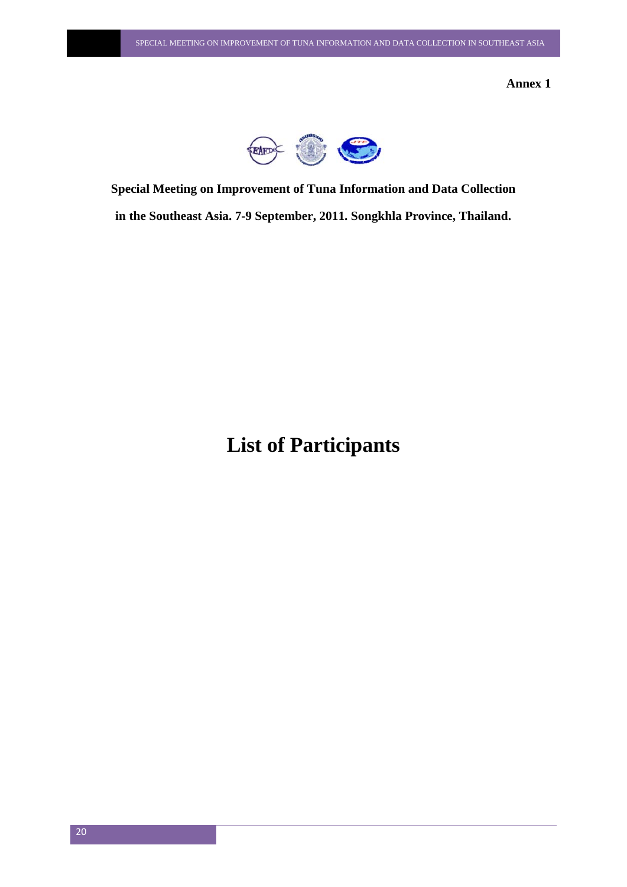**Annex 1**

**Special Meeting on Improvement of Tuna Information and Data Collection in the Southeast Asia. 7-9 September, 2011. Songkhla Province, Thailand.**

# List of Participants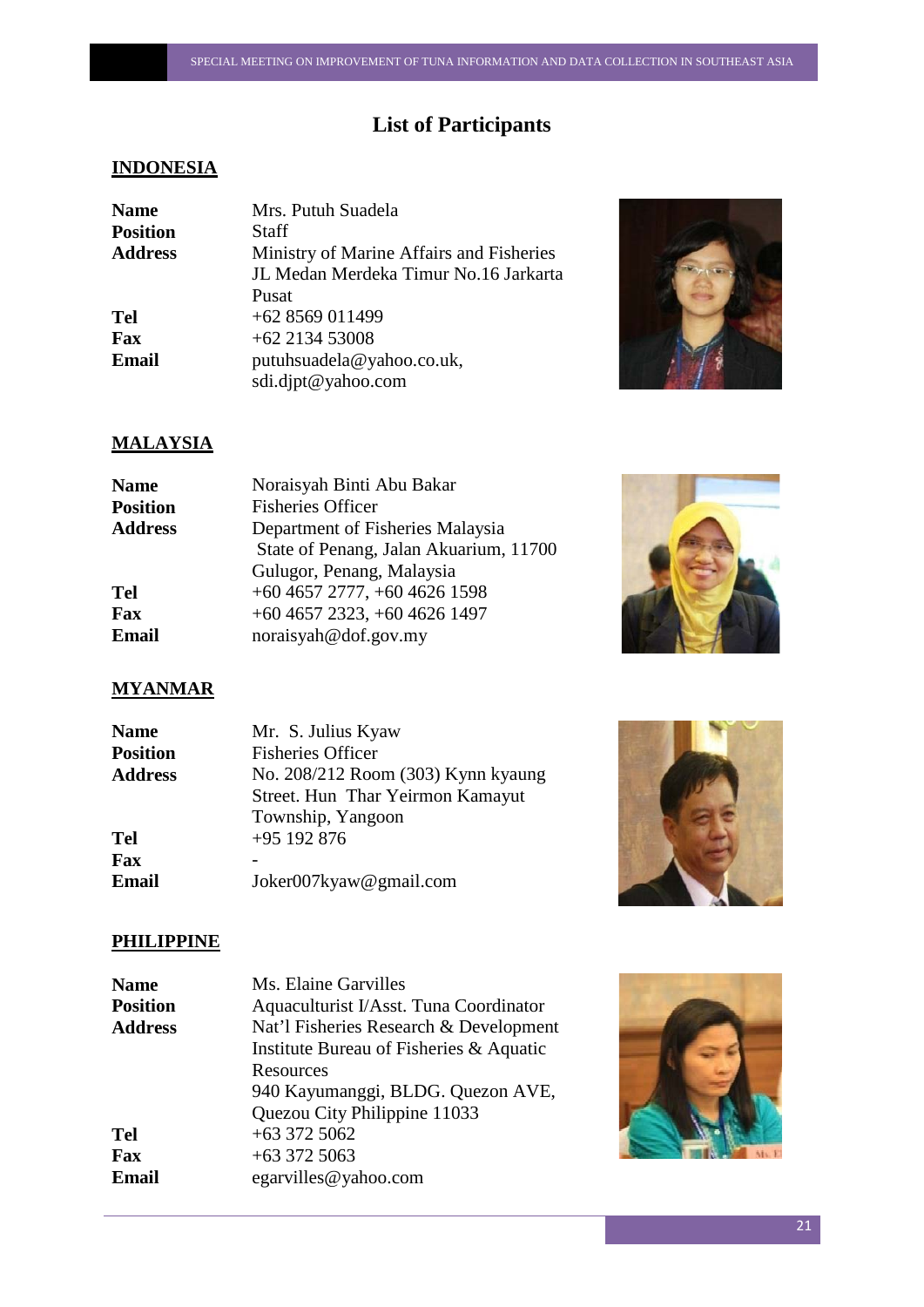# List of Participants

## INDONESIA

| | |
|---|---|
| **Name** | Mrs. Putuh Suadela |
| **Position** | Staff |
| **Address** | Ministry of Marine Affairs and Fisheries<br>JL Medan Merdeka Timur No.16 Jarkarta Pusat |
| **Tel** | +62 8569 011499 |
| **Fax** | +62 2134 53008 |
| **Email** | putuhsuadela@yahoo.co.uk, sdi.djpt@yahoo.com |

## MALAYSIA

| | |
|---|---|
| **Name** | Noraisyah Binti Abu Bakar |
| **Position** | Fisheries Officer |
| **Address** | Department of Fisheries Malaysia<br>State of Penang, Jalan Akuarium, 11700 Gulugor, Penang, Malaysia |
| **Tel** | +60 4657 2777, +60 4626 1598 |
| **Fax** | +60 4657 2323, +60 4626 1497 |
| **Email** | noraisyah@dof.gov.my |

## MYANMAR

| | |
|---|---|
| **Name** | Mr. S. Julius Kyaw |
| **Position** | Fisheries Officer |
| **Address** | No. 208/212 Room (303) Kynn kyaung Street. Hun Thar Yeirmon Kamayut Township, Yangoon |
| **Tel** | +95 192 876 |
| **Fax** | - |
| **Email** | Joker007kyaw@gmail.com |

## PHILIPPINE

| | |
|---|---|
| **Name** | Ms. Elaine Garvilles |
| **Position** | Aquaculturist I/Asst. Tuna Coordinator |
| **Address** | Nat'l Fisheries Research & Development Institute Bureau of Fisheries & Aquatic Resources<br>940 Kayumanggi, BLDG. Quezon AVE, Quezou City Philippine 11033 |
| **Tel** | +63 372 5062 |
| **Fax** | +63 372 5063 |
| **Email** | egarvilles@yahoo.com |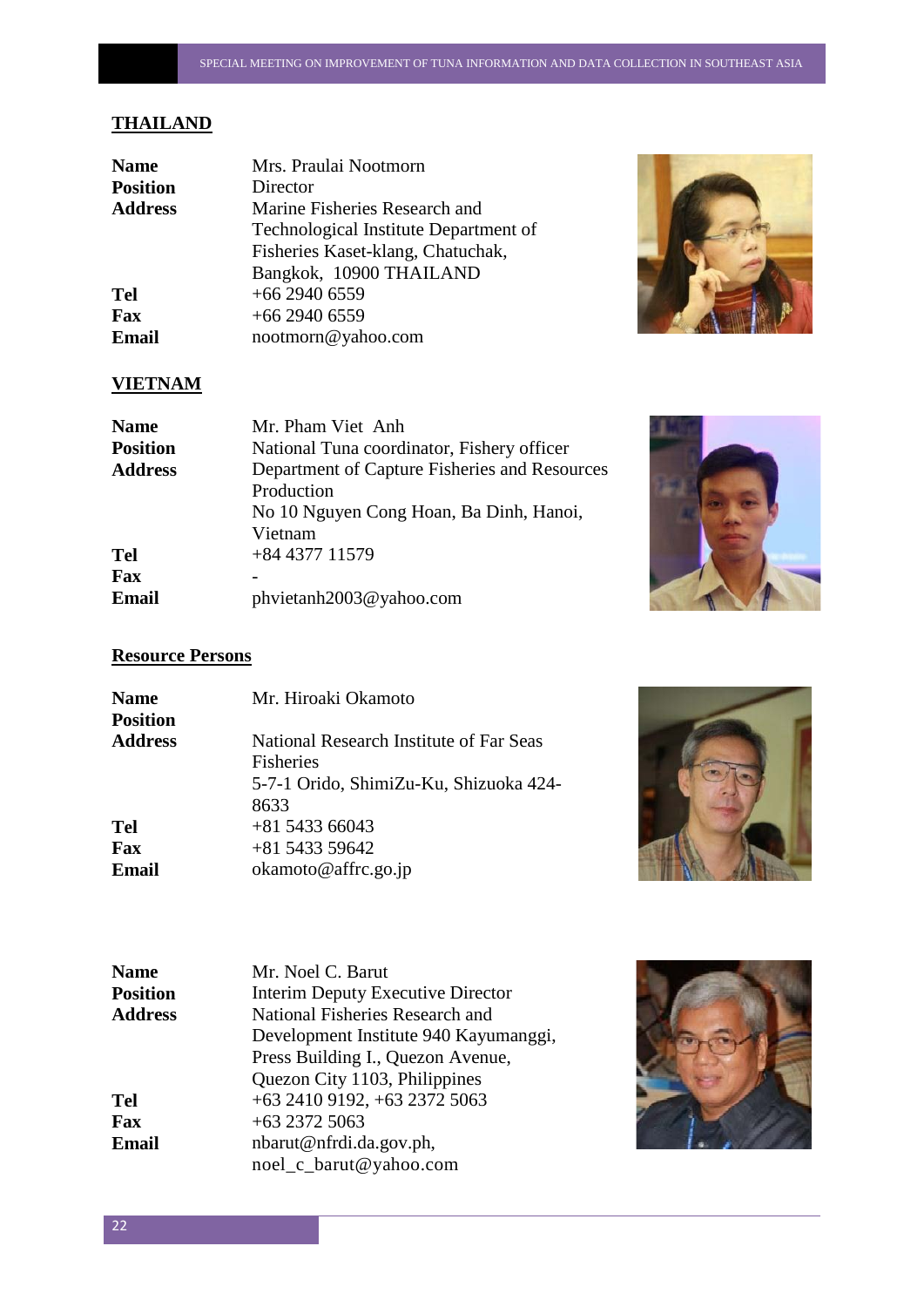## THAILAND

| | |
|---|---|
| **Name** | Mrs. Praulai Nootmorn |
| **Position** | Director |
| **Address** | Marine Fisheries Research and Technological Institute Department of Fisheries Kaset-klang, Chatuchak, Bangkok, 10900 THAILAND |
| **Tel** | +66 2940 6559 |
| **Fax** | +66 2940 6559 |
| **Email** | nootmorn@yahoo.com |

## VIETNAM

| | |
|---|---|
| **Name** | Mr. Pham Viet Anh |
| **Position** | National Tuna coordinator, Fishery officer |
| **Address** | Department of Capture Fisheries and Resources Production<br>No 10 Nguyen Cong Hoan, Ba Dinh, Hanoi, Vietnam |
| **Tel** | +84 4377 11579 |
| **Fax** | - |
| **Email** | phvietanh2003@yahoo.com |

## Resource Persons

| | |
|---|---|
| **Name** | Mr. Hiroaki Okamoto |
| **Position** | |
| **Address** | National Research Institute of Far Seas Fisheries<br>5-7-1 Orido, ShimiZu-Ku, Shizuoka 424-8633 |
| **Tel** | +81 5433 66043 |
| **Fax** | +81 5433 59642 |
| **Email** | okamoto@affrc.go.jp |

| | |
|---|---|
| **Name** | Mr. Noel C. Barut |
| **Position** | Interim Deputy Executive Director |
| **Address** | National Fisheries Research and Development Institute 940 Kayumanggi, Press Building I., Quezon Avenue, Quezon City 1103, Philippines |
| **Tel** | +63 2410 9192, +63 2372 5063 |
| **Fax** | +63 2372 5063 |
| **Email** | nbarut@nfrdi.da.gov.ph,<br>noel_c_barut@yahoo.com |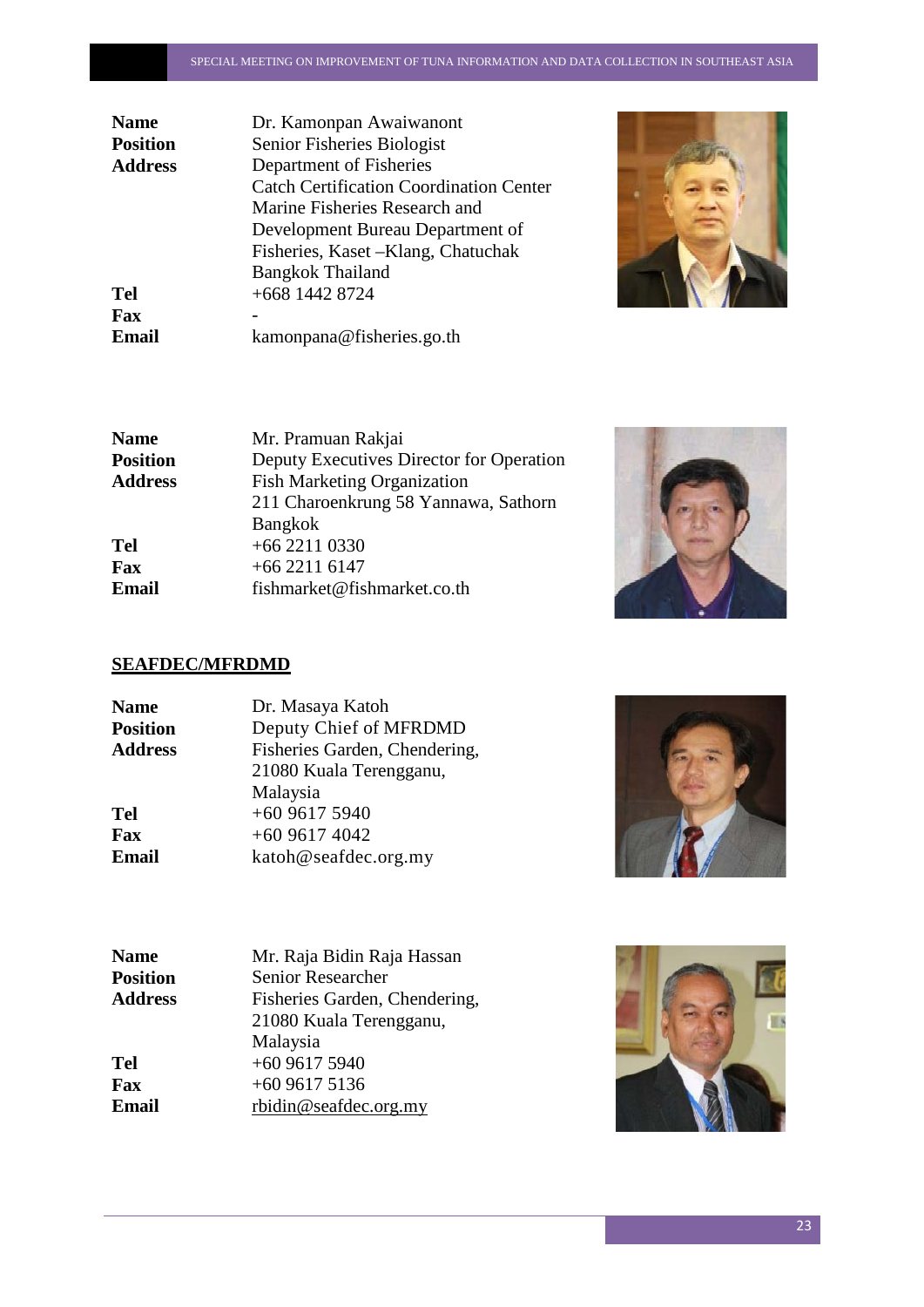| | |
|---|---|
| **Name** | Dr. Kamonpan Awaiwanont |
| **Position** | Senior Fisheries Biologist |
| **Address** | Department of Fisheries<br>Catch Certification Coordination Center<br>Marine Fisheries Research and Development Bureau Department of Fisheries, Kaset –Klang, Chatuchak Bangkok Thailand |
| **Tel** | +668 1442 8724 |
| **Fax** | - |
| **Email** | kamonpana@fisheries.go.th |

| | |
|---|---|
| **Name** | Mr. Pramuan Rakjai |
| **Position** | Deputy Executives Director for Operation |
| **Address** | Fish Marketing Organization<br>211 Charoenkrung 58 Yannawa, Sathorn Bangkok |
| **Tel** | +66 2211 0330 |
| **Fax** | +66 2211 6147 |
| **Email** | fishmarket@fishmarket.co.th |

## SEAFDEC/MFRDMD

| | |
|---|---|
| **Name** | Dr. Masaya Katoh |
| **Position** | Deputy Chief of MFRDMD |
| **Address** | Fisheries Garden, Chendering,<br>21080 Kuala Terengganu,<br>Malaysia |
| **Tel** | +60 9617 5940 |
| **Fax** | +60 9617 4042 |
| **Email** | katoh@seafdec.org.my |

| | |
|---|---|
| **Name** | Mr. Raja Bidin Raja Hassan |
| **Position** | Senior Researcher |
| **Address** | Fisheries Garden, Chendering,<br>21080 Kuala Terengganu,<br>Malaysia |
| **Tel** | +60 9617 5940 |
| **Fax** | +60 9617 5136 |
| **Email** | rbidin@seafdec.org.my |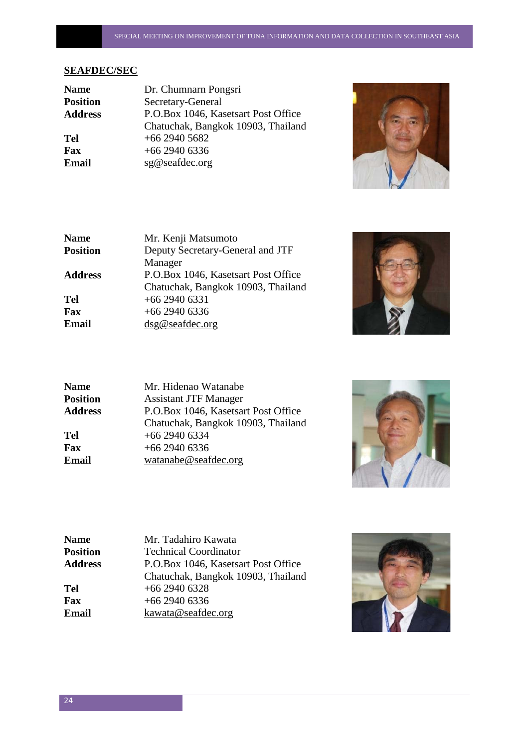## SEAFDEC/SEC

| | |
|---|---|
| **Name** | Dr. Chumnarn Pongsri |
| **Position** | Secretary-General |
| **Address** | P.O.Box 1046, Kasetsart Post Office Chatuchak, Bangkok 10903, Thailand |
| **Tel** | +66 2940 5682 |
| **Fax** | +66 2940 6336 |
| **Email** | sg@seafdec.org |

| | |
|---|---|
| **Name** | Mr. Kenji Matsumoto |
| **Position** | Deputy Secretary-General and JTF Manager |
| **Address** | P.O.Box 1046, Kasetsart Post Office Chatuchak, Bangkok 10903, Thailand |
| **Tel** | +66 2940 6331 |
| **Fax** | +66 2940 6336 |
| **Email** | dsg@seafdec.org |

| | |
|---|---|
| **Name** | Mr. Hidenao Watanabe |
| **Position** | Assistant JTF Manager |
| **Address** | P.O.Box 1046, Kasetsart Post Office Chatuchak, Bangkok 10903, Thailand |
| **Tel** | +66 2940 6334 |
| **Fax** | +66 2940 6336 |
| **Email** | watanabe@seafdec.org |

| | |
|---|---|
| **Name** | Mr. Tadahiro Kawata |
| **Position** | Technical Coordinator |
| **Address** | P.O.Box 1046, Kasetsart Post Office Chatuchak, Bangkok 10903, Thailand |
| **Tel** | +66 2940 6328 |
| **Fax** | +66 2940 6336 |
| **Email** | kawata@seafdec.org |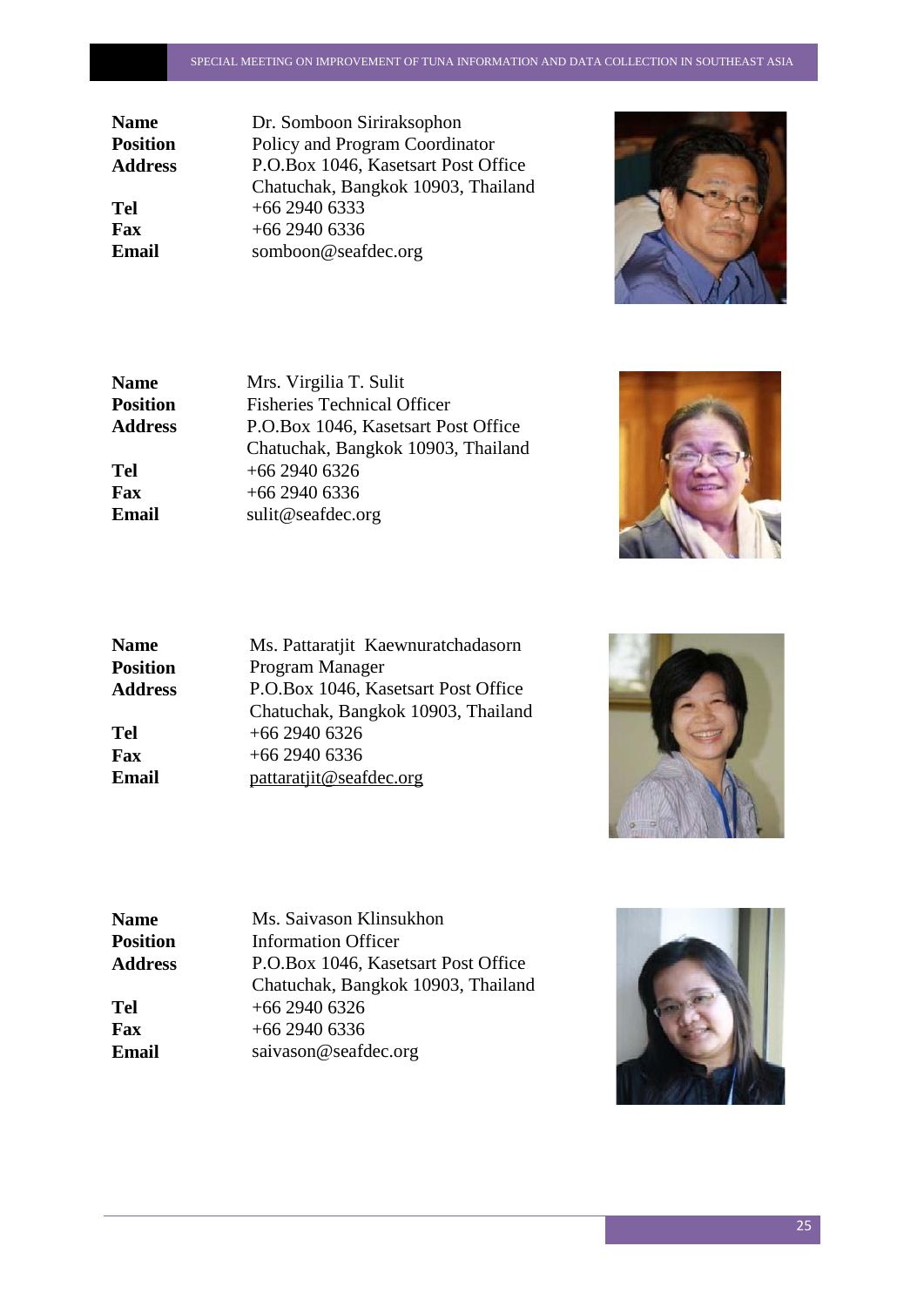| | |
|---|---|
| **Name** | Dr. Somboon Siriraksophon |
| **Position** | Policy and Program Coordinator |
| **Address** | P.O.Box 1046, Kasetsart Post Office Chatuchak, Bangkok 10903, Thailand |
| **Tel** | +66 2940 6333 |
| **Fax** | +66 2940 6336 |
| **Email** | somboon@seafdec.org |

| | |
|---|---|
| **Name** | Mrs. Virgilia T. Sulit |
| **Position** | Fisheries Technical Officer |
| **Address** | P.O.Box 1046, Kasetsart Post Office Chatuchak, Bangkok 10903, Thailand |
| **Tel** | +66 2940 6326 |
| **Fax** | +66 2940 6336 |
| **Email** | sulit@seafdec.org |

| | |
|---|---|
| **Name** | Ms. Pattaratjit Kaewnuratchadasorn |
| **Position** | Program Manager |
| **Address** | P.O.Box 1046, Kasetsart Post Office Chatuchak, Bangkok 10903, Thailand |
| **Tel** | +66 2940 6326 |
| **Fax** | +66 2940 6336 |
| **Email** | pattaratjit@seafdec.org |

| | |
|---|---|
| **Name** | Ms. Saivason Klinsukhon |
| **Position** | Information Officer |
| **Address** | P.O.Box 1046, Kasetsart Post Office Chatuchak, Bangkok 10903, Thailand |
| **Tel** | +66 2940 6326 |
| **Fax** | +66 2940 6336 |
| **Email** | saivason@seafdec.org |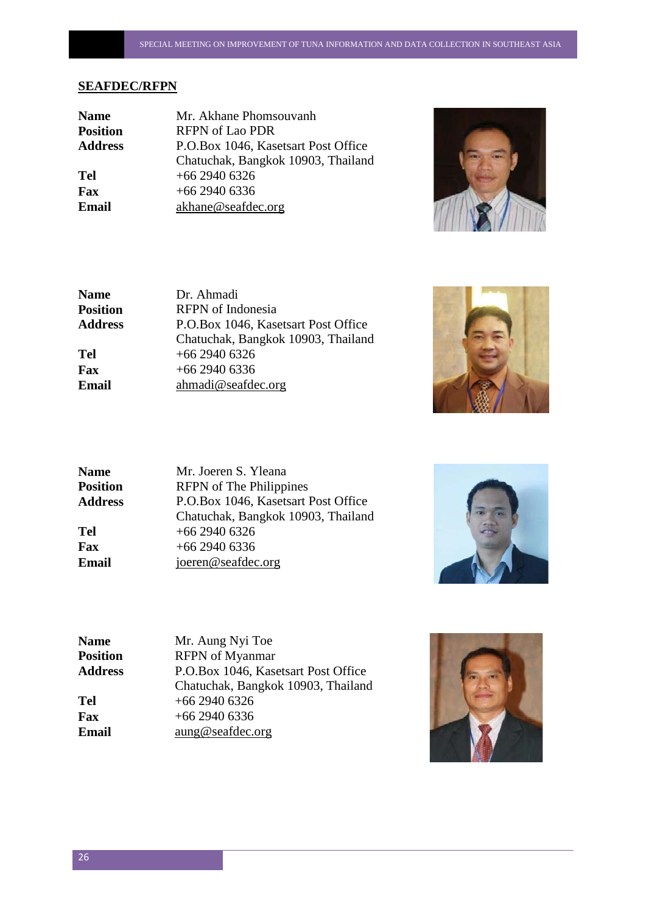## SEAFDEC/RFPN

| | |
|---|---|
| **Name** | Mr. Akhane Phomsouvanh |
| **Position** | RFPN of Lao PDR |
| **Address** | P.O.Box 1046, Kasetsart Post Office Chatuchak, Bangkok 10903, Thailand |
| **Tel** | +66 2940 6326 |
| **Fax** | +66 2940 6336 |
| **Email** | akhane@seafdec.org |

| | |
|---|---|
| **Name** | Dr. Ahmadi |
| **Position** | RFPN of Indonesia |
| **Address** | P.O.Box 1046, Kasetsart Post Office Chatuchak, Bangkok 10903, Thailand |
| **Tel** | +66 2940 6326 |
| **Fax** | +66 2940 6336 |
| **Email** | ahmadi@seafdec.org |

| | |
|---|---|
| **Name** | Mr. Joeren S. Yleana |
| **Position** | RFPN of The Philippines |
| **Address** | P.O.Box 1046, Kasetsart Post Office Chatuchak, Bangkok 10903, Thailand |
| **Tel** | +66 2940 6326 |
| **Fax** | +66 2940 6336 |
| **Email** | joeren@seafdec.org |

| | |
|---|---|
| **Name** | Mr. Aung Nyi Toe |
| **Position** | RFPN of Myanmar |
| **Address** | P.O.Box 1046, Kasetsart Post Office Chatuchak, Bangkok 10903, Thailand |
| **Tel** | +66 2940 6326 |
| **Fax** | +66 2940 6336 |
| **Email** | aung@seafdec.org |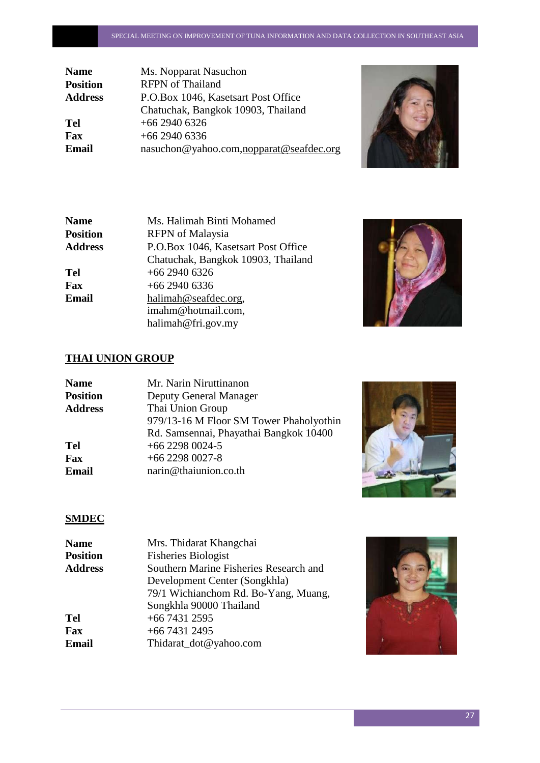| | |
|---|---|
| **Name** | Ms. Nopparat Nasuchon |
| **Position** | RFPN of Thailand |
| **Address** | P.O.Box 1046, Kasetsart Post Office<br>Chatuchak, Bangkok 10903, Thailand |
| **Tel** | +66 2940 6326 |
| **Fax** | +66 2940 6336 |
| **Email** | nasuchon@yahoo.com,nopparat@seafdec.org |

| | |
|---|---|
| **Name** | Ms. Halimah Binti Mohamed |
| **Position** | RFPN of Malaysia |
| **Address** | P.O.Box 1046, Kasetsart Post Office<br>Chatuchak, Bangkok 10903, Thailand |
| **Tel** | +66 2940 6326 |
| **Fax** | +66 2940 6336 |
| **Email** | halimah@seafdec.org,<br>imahm@hotmail.com,<br>halimah@fri.gov.my |

## THAI UNION GROUP

| | |
|---|---|
| **Name** | Mr. Narin Niruttinanon |
| **Position** | Deputy General Manager |
| **Address** | Thai Union Group<br>979/13-16 M Floor SM Tower Phaholyothin<br>Rd. Samsennai, Phayathai Bangkok 10400 |
| **Tel** | +66 2298 0024-5 |
| **Fax** | +66 2298 0027-8 |
| **Email** | narin@thaiunion.co.th |

## SMDEC

| | |
|---|---|
| **Name** | Mrs. Thidarat Khangchai |
| **Position** | Fisheries Biologist |
| **Address** | Southern Marine Fisheries Research and<br>Development Center (Songkhla)<br>79/1 Wichianchom Rd. Bo-Yang, Muang,<br>Songkhla 90000 Thailand |
| **Tel** | +66 7431 2595 |
| **Fax** | +66 7431 2495 |
| **Email** | Thidarat_dot@yahoo.com |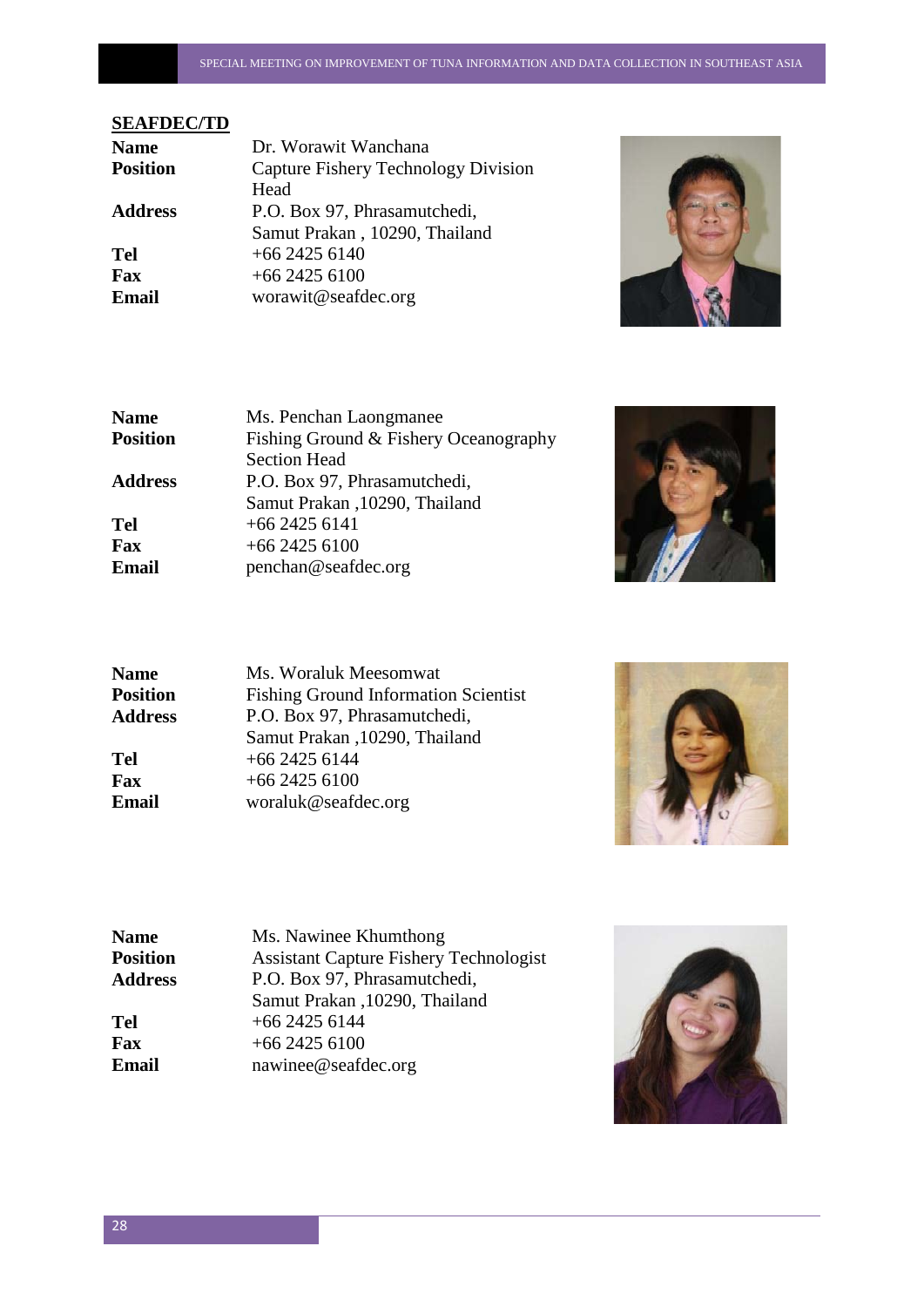## SEAFDEC/TD

| | |
|---|---|
| **Name** | Dr. Worawit Wanchana |
| **Position** | Capture Fishery Technology Division Head |
| **Address** | P.O. Box 97, Phrasamutchedi, Samut Prakan , 10290, Thailand |
| **Tel** | +66 2425 6140 |
| **Fax** | +66 2425 6100 |
| **Email** | worawit@seafdec.org |

| | |
|---|---|
| **Name** | Ms. Penchan Laongmanee |
| **Position** | Fishing Ground & Fishery Oceanography Section Head |
| **Address** | P.O. Box 97, Phrasamutchedi, Samut Prakan ,10290, Thailand |
| **Tel** | +66 2425 6141 |
| **Fax** | +66 2425 6100 |
| **Email** | penchan@seafdec.org |

| | |
|---|---|
| **Name** | Ms. Woraluk Meesomwat |
| **Position** | Fishing Ground Information Scientist |
| **Address** | P.O. Box 97, Phrasamutchedi, Samut Prakan ,10290, Thailand |
| **Tel** | +66 2425 6144 |
| **Fax** | +66 2425 6100 |
| **Email** | woraluk@seafdec.org |

| | |
|---|---|
| **Name** | Ms. Nawinee Khumthong |
| **Position** | Assistant Capture Fishery Technologist |
| **Address** | P.O. Box 97, Phrasamutchedi, Samut Prakan ,10290, Thailand |
| **Tel** | +66 2425 6144 |
| **Fax** | +66 2425 6100 |
| **Email** | nawinee@seafdec.org |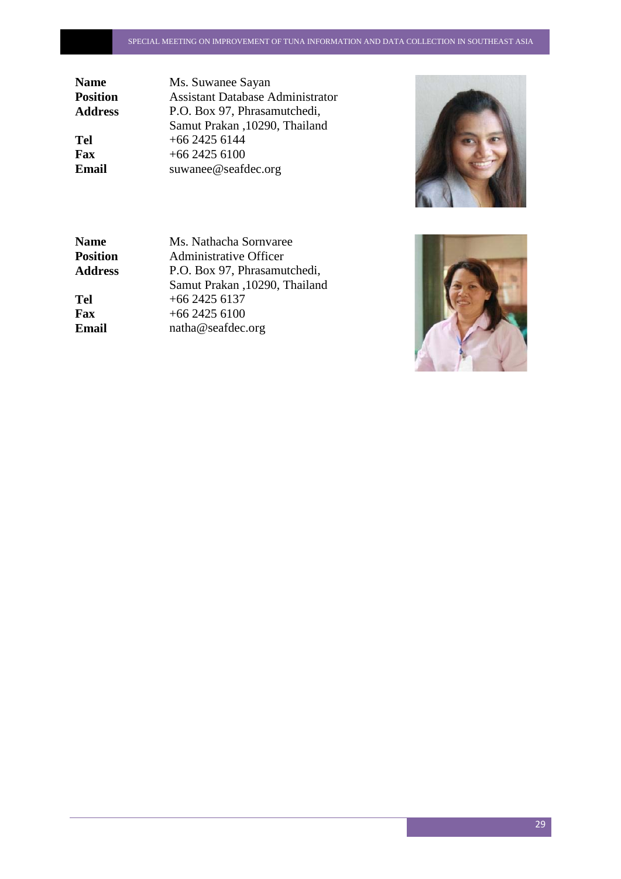| | |
|---|---|
| **Name** | Ms. Suwanee Sayan |
| **Position** | Assistant Database Administrator |
| **Address** | P.O. Box 97, Phrasamutchedi, Samut Prakan ,10290, Thailand |
| **Tel** | +66 2425 6144 |
| **Fax** | +66 2425 6100 |
| **Email** | suwanee@seafdec.org |

| | |
|---|---|
| **Name** | Ms. Nathacha Sornvaree |
| **Position** | Administrative Officer |
| **Address** | P.O. Box 97, Phrasamutchedi, Samut Prakan ,10290, Thailand |
| **Tel** | +66 2425 6137 |
| **Fax** | +66 2425 6100 |
| **Email** | natha@seafdec.org |